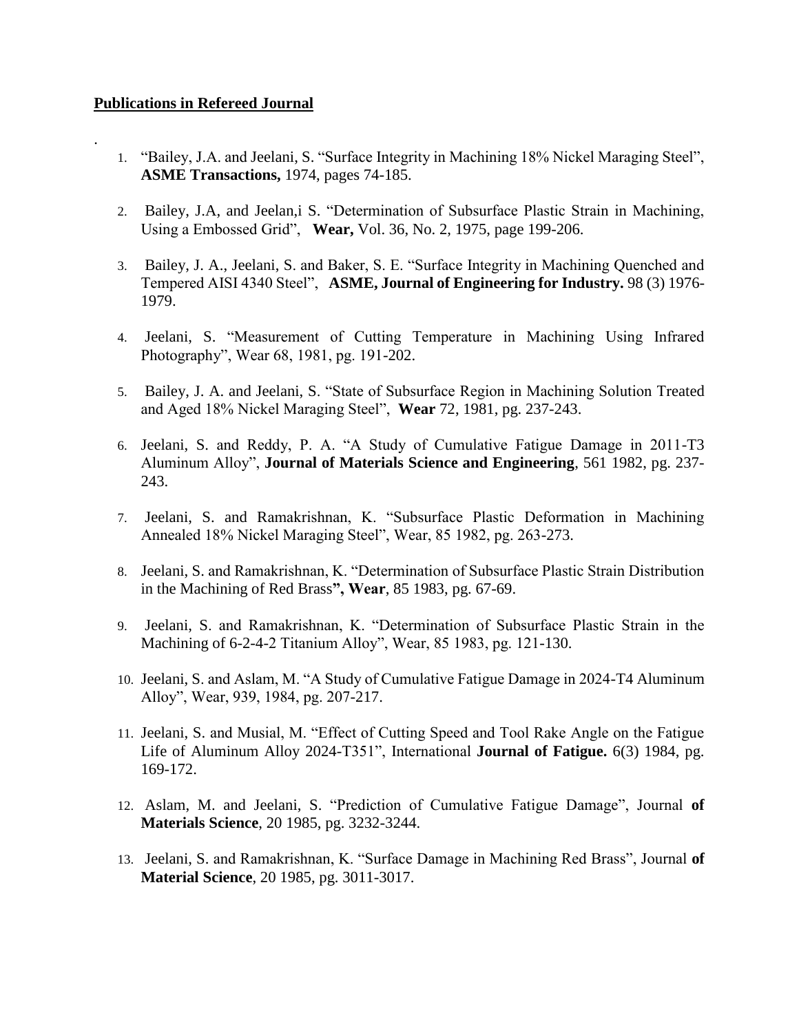## Publications in Refereed Journal

.

1. "Bailey, J.A. and Jeelani, S. "Surface Integrity in Machining 18% Nickel Maraging Steel", **ASME Transactions,** 1974, pages 74-185.

2. Bailey, J.A, and Jeelan,i S. "Determination of Subsurface Plastic Strain in Machining, Using a Embossed Grid", **Wear,** Vol. 36, No. 2, 1975, page 199-206.

3. Bailey, J. A., Jeelani, S. and Baker, S. E. "Surface Integrity in Machining Quenched and Tempered AISI 4340 Steel", **ASME, Journal of Engineering for Industry.** 98 (3) 1976-1979.

4. Jeelani, S. "Measurement of Cutting Temperature in Machining Using Infrared Photography", Wear 68, 1981, pg. 191-202.

5. Bailey, J. A. and Jeelani, S. "State of Subsurface Region in Machining Solution Treated and Aged 18% Nickel Maraging Steel", **Wear** 72, 1981, pg. 237-243.

6. Jeelani, S. and Reddy, P. A. "A Study of Cumulative Fatigue Damage in 2011-T3 Aluminum Alloy", **Journal of Materials Science and Engineering**, 561 1982, pg. 237-243.

7. Jeelani, S. and Ramakrishnan, K. "Subsurface Plastic Deformation in Machining Annealed 18% Nickel Maraging Steel", Wear, 85 1982, pg. 263-273.

8. Jeelani, S. and Ramakrishnan, K. "Determination of Subsurface Plastic Strain Distribution in the Machining of Red Brass**", Wear**, 85 1983, pg. 67-69.

9. Jeelani, S. and Ramakrishnan, K. "Determination of Subsurface Plastic Strain in the Machining of 6-2-4-2 Titanium Alloy", Wear, 85 1983, pg. 121-130.

10. Jeelani, S. and Aslam, M. "A Study of Cumulative Fatigue Damage in 2024-T4 Aluminum Alloy", Wear, 939, 1984, pg. 207-217.

11. Jeelani, S. and Musial, M. "Effect of Cutting Speed and Tool Rake Angle on the Fatigue Life of Aluminum Alloy 2024-T351", International **Journal of Fatigue.** 6(3) 1984, pg. 169-172.

12. Aslam, M. and Jeelani, S. "Prediction of Cumulative Fatigue Damage", Journal **of Materials Science**, 20 1985, pg. 3232-3244.

13. Jeelani, S. and Ramakrishnan, K. "Surface Damage in Machining Red Brass", Journal **of Material Science**, 20 1985, pg. 3011-3017.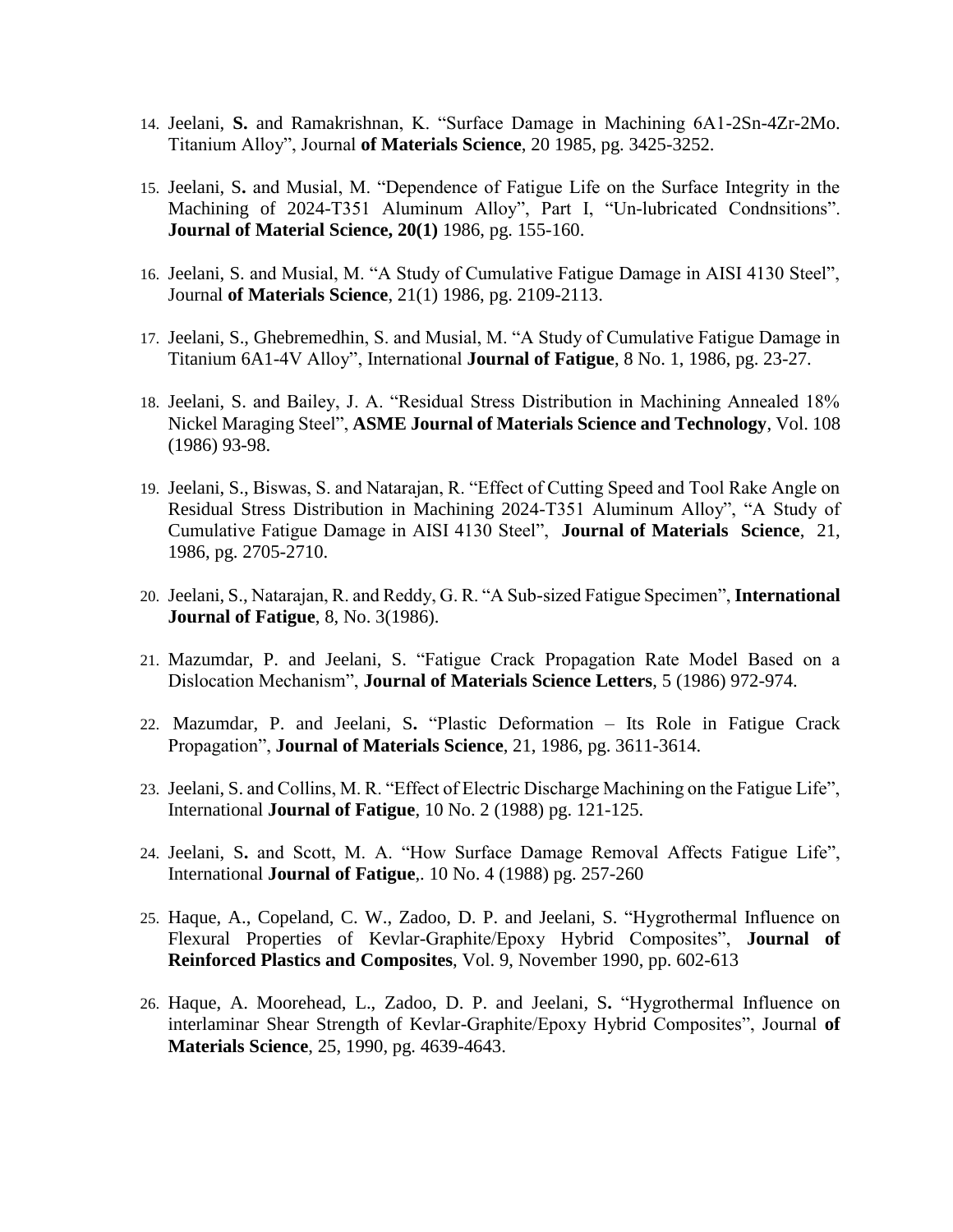14. Jeelani, **S.** and Ramakrishnan, K. "Surface Damage in Machining 6A1-2Sn-4Zr-2Mo. Titanium Alloy", Journal **of Materials Science**, 20 1985, pg. 3425-3252.

15. Jeelani, S**.** and Musial, M. "Dependence of Fatigue Life on the Surface Integrity in the Machining of 2024-T351 Aluminum Alloy", Part I, "Un-lubricated Condnsitions". **Journal of Material Science, 20(1)** 1986, pg. 155-160.

16. Jeelani, S. and Musial, M. "A Study of Cumulative Fatigue Damage in AISI 4130 Steel", Journal **of Materials Science**, 21(1) 1986, pg. 2109-2113.

17. Jeelani, S., Ghebremedhin, S. and Musial, M. "A Study of Cumulative Fatigue Damage in Titanium 6A1-4V Alloy", International **Journal of Fatigue**, 8 No. 1, 1986, pg. 23-27.

18. Jeelani, S. and Bailey, J. A. "Residual Stress Distribution in Machining Annealed 18% Nickel Maraging Steel", **ASME Journal of Materials Science and Technology**, Vol. 108 (1986) 93-98.

19. Jeelani, S., Biswas, S. and Natarajan, R. "Effect of Cutting Speed and Tool Rake Angle on Residual Stress Distribution in Machining 2024-T351 Aluminum Alloy", "A Study of Cumulative Fatigue Damage in AISI 4130 Steel", **Journal of Materials Science**, 21, 1986, pg. 2705-2710.

20. Jeelani, S., Natarajan, R. and Reddy, G. R. "A Sub-sized Fatigue Specimen", **International Journal of Fatigue**, 8, No. 3(1986).

21. Mazumdar, P. and Jeelani, S. "Fatigue Crack Propagation Rate Model Based on a Dislocation Mechanism", **Journal of Materials Science Letters**, 5 (1986) 972-974.

22. Mazumdar, P. and Jeelani, S**.** "Plastic Deformation – Its Role in Fatigue Crack Propagation", **Journal of Materials Science**, 21, 1986, pg. 3611-3614.

23. Jeelani, S. and Collins, M. R. "Effect of Electric Discharge Machining on the Fatigue Life", International **Journal of Fatigue**, 10 No. 2 (1988) pg. 121-125.

24. Jeelani, S**.** and Scott, M. A. "How Surface Damage Removal Affects Fatigue Life", International **Journal of Fatigue**,. 10 No. 4 (1988) pg. 257-260

25. Haque, A., Copeland, C. W., Zadoo, D. P. and Jeelani, S. "Hygrothermal Influence on Flexural Properties of Kevlar-Graphite/Epoxy Hybrid Composites", **Journal of Reinforced Plastics and Composites**, Vol. 9, November 1990, pp. 602-613

26. Haque, A. Moorehead, L., Zadoo, D. P. and Jeelani, S**.** "Hygrothermal Influence on interlaminar Shear Strength of Kevlar-Graphite/Epoxy Hybrid Composites", Journal **of Materials Science**, 25, 1990, pg. 4639-4643.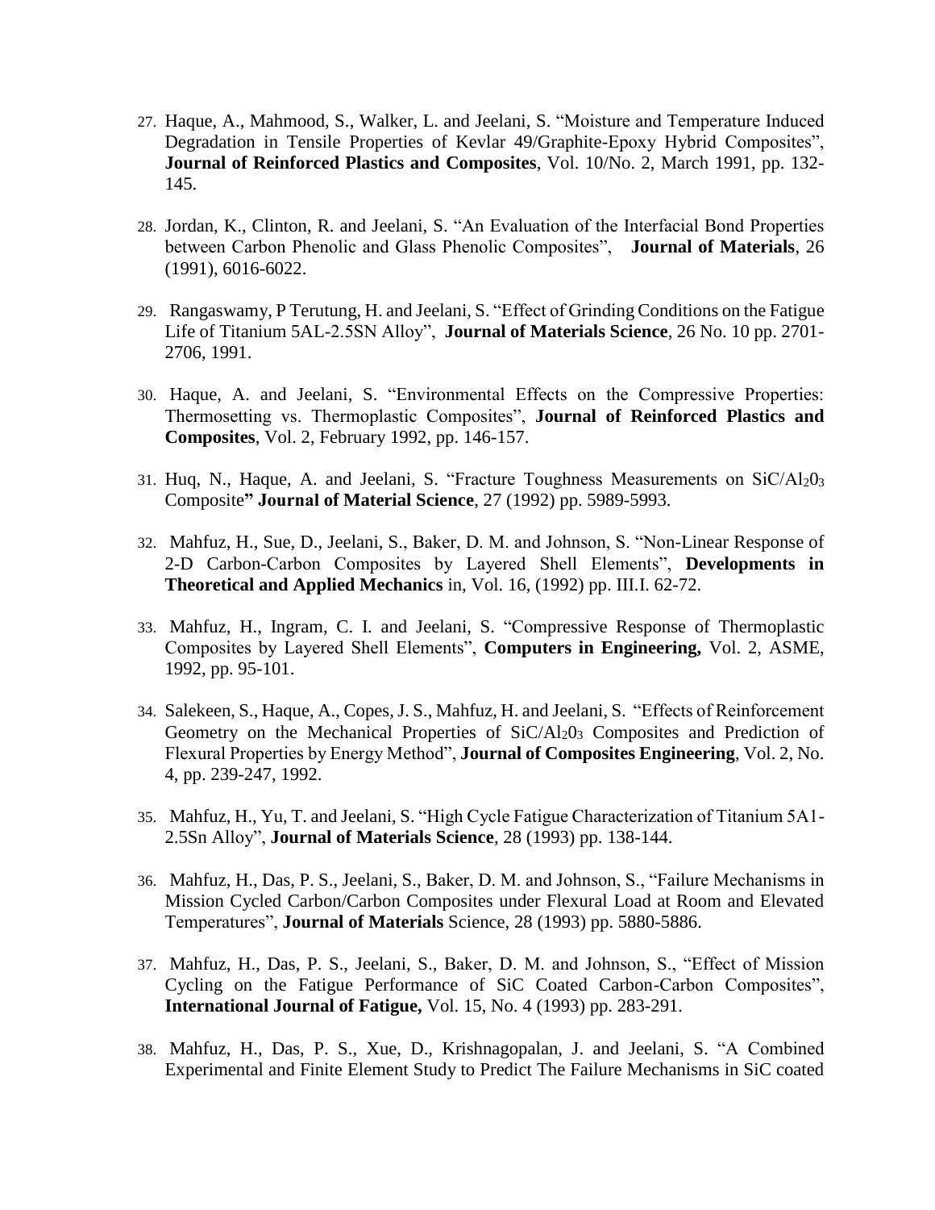27. Haque, A., Mahmood, S., Walker, L. and Jeelani, S. "Moisture and Temperature Induced Degradation in Tensile Properties of Kevlar 49/Graphite-Epoxy Hybrid Composites", **Journal of Reinforced Plastics and Composites**, Vol. 10/No. 2, March 1991, pp. 132-145.

28. Jordan, K., Clinton, R. and Jeelani, S. "An Evaluation of the Interfacial Bond Properties between Carbon Phenolic and Glass Phenolic Composites", **Journal of Materials**, 26 (1991), 6016-6022.

29. Rangaswamy, P Terutung, H. and Jeelani, S. "Effect of Grinding Conditions on the Fatigue Life of Titanium 5AL-2.5SN Alloy", **Journal of Materials Science**, 26 No. 10 pp. 2701-2706, 1991.

30. Haque, A. and Jeelani, S. "Environmental Effects on the Compressive Properties: Thermosetting vs. Thermoplastic Composites", **Journal of Reinforced Plastics and Composites**, Vol. 2, February 1992, pp. 146-157.

31. Huq, N., Haque, A. and Jeelani, S. "Fracture Toughness Measurements on $SiC/Al_20_3$ Composite**" Journal of Material Science**, 27 (1992) pp. 5989-5993.

32. Mahfuz, H., Sue, D., Jeelani, S., Baker, D. M. and Johnson, S. "Non-Linear Response of 2-D Carbon-Carbon Composites by Layered Shell Elements", **Developments in Theoretical and Applied Mechanics** in, Vol. 16, (1992) pp. III.I. 62-72.

33. Mahfuz, H., Ingram, C. I. and Jeelani, S. "Compressive Response of Thermoplastic Composites by Layered Shell Elements", **Computers in Engineering,** Vol. 2, ASME, 1992, pp. 95-101.

34. Salekeen, S., Haque, A., Copes, J. S., Mahfuz, H. and Jeelani, S. "Effects of Reinforcement Geometry on the Mechanical Properties of $SiC/Al_20_3$ Composites and Prediction of Flexural Properties by Energy Method", **Journal of Composites Engineering**, Vol. 2, No. 4, pp. 239-247, 1992.

35. Mahfuz, H., Yu, T. and Jeelani, S. "High Cycle Fatigue Characterization of Titanium 5A1-2.5Sn Alloy", **Journal of Materials Science**, 28 (1993) pp. 138-144.

36. Mahfuz, H., Das, P. S., Jeelani, S., Baker, D. M. and Johnson, S., "Failure Mechanisms in Mission Cycled Carbon/Carbon Composites under Flexural Load at Room and Elevated Temperatures", **Journal of Materials** Science, 28 (1993) pp. 5880-5886.

37. Mahfuz, H., Das, P. S., Jeelani, S., Baker, D. M. and Johnson, S., "Effect of Mission Cycling on the Fatigue Performance of SiC Coated Carbon-Carbon Composites", **International Journal of Fatigue,** Vol. 15, No. 4 (1993) pp. 283-291.

38. Mahfuz, H., Das, P. S., Xue, D., Krishnagopalan, J. and Jeelani, S. "A Combined Experimental and Finite Element Study to Predict The Failure Mechanisms in SiC coated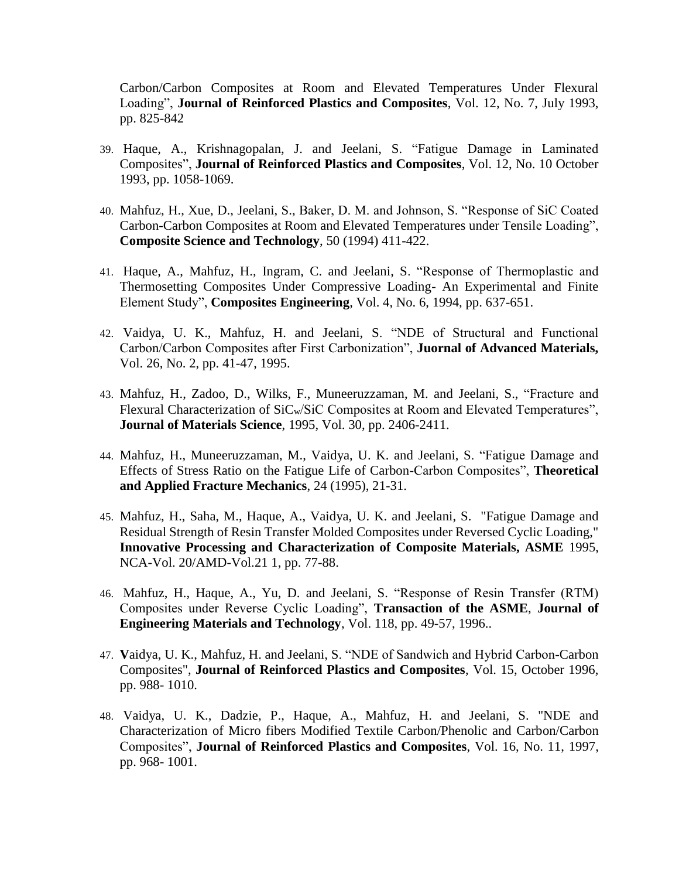Carbon/Carbon Composites at Room and Elevated Temperatures Under Flexural Loading", **Journal of Reinforced Plastics and Composites**, Vol. 12, No. 7, July 1993, pp. 825-842

39. Haque, A., Krishnagopalan, J. and Jeelani, S. "Fatigue Damage in Laminated Composites", **Journal of Reinforced Plastics and Composites**, Vol. 12, No. 10 October 1993, pp. 1058-1069.

40. Mahfuz, H., Xue, D., Jeelani, S., Baker, D. M. and Johnson, S. "Response of SiC Coated Carbon-Carbon Composites at Room and Elevated Temperatures under Tensile Loading", **Composite Science and Technology**, 50 (1994) 411-422.

41. Haque, A., Mahfuz, H., Ingram, C. and Jeelani, S. "Response of Thermoplastic and Thermosetting Composites Under Compressive Loading- An Experimental and Finite Element Study", **Composites Engineering**, Vol. 4, No. 6, 1994, pp. 637-651.

42. Vaidya, U. K., Mahfuz, H. and Jeelani, S. "NDE of Structural and Functional Carbon/Carbon Composites after First Carbonization", **Juornal of Advanced Materials,** Vol. 26, No. 2, pp. 41-47, 1995.

43. Mahfuz, H., Zadoo, D., Wilks, F., Muneeruzzaman, M. and Jeelani, S., "Fracture and Flexural Characterization of $SiC_w$/SiC Composites at Room and Elevated Temperatures", **Journal of Materials Science**, 1995, Vol. 30, pp. 2406-2411.

44. Mahfuz, H., Muneeruzzaman, M., Vaidya, U. K. and Jeelani, S. "Fatigue Damage and Effects of Stress Ratio on the Fatigue Life of Carbon-Carbon Composites", **Theoretical and Applied Fracture Mechanics**, 24 (1995), 21-31.

45. Mahfuz, H., Saha, M., Haque, A., Vaidya, U. K. and Jeelani, S. "Fatigue Damage and Residual Strength of Resin Transfer Molded Composites under Reversed Cyclic Loading," **Innovative Processing and Characterization of Composite Materials, ASME** 1995, NCA-Vol. 20/AMD-Vol.21 1, pp. 77-88.

46. Mahfuz, H., Haque, A., Yu, D. and Jeelani, S. "Response of Resin Transfer (RTM) Composites under Reverse Cyclic Loading", **Transaction of the ASME**, **Journal of Engineering Materials and Technology**, Vol. 118, pp. 49-57, 1996..

47. **V**aidya, U. K., Mahfuz, H. and Jeelani, S. "NDE of Sandwich and Hybrid Carbon-Carbon Composites", **Journal of Reinforced Plastics and Composites**, Vol. 15, October 1996, pp. 988- 1010.

48. Vaidya, U. K., Dadzie, P., Haque, A., Mahfuz, H. and Jeelani, S. "NDE and Characterization of Micro fibers Modified Textile Carbon/Phenolic and Carbon/Carbon Composites", **Journal of Reinforced Plastics and Composites**, Vol. 16, No. 11, 1997, pp. 968- 1001.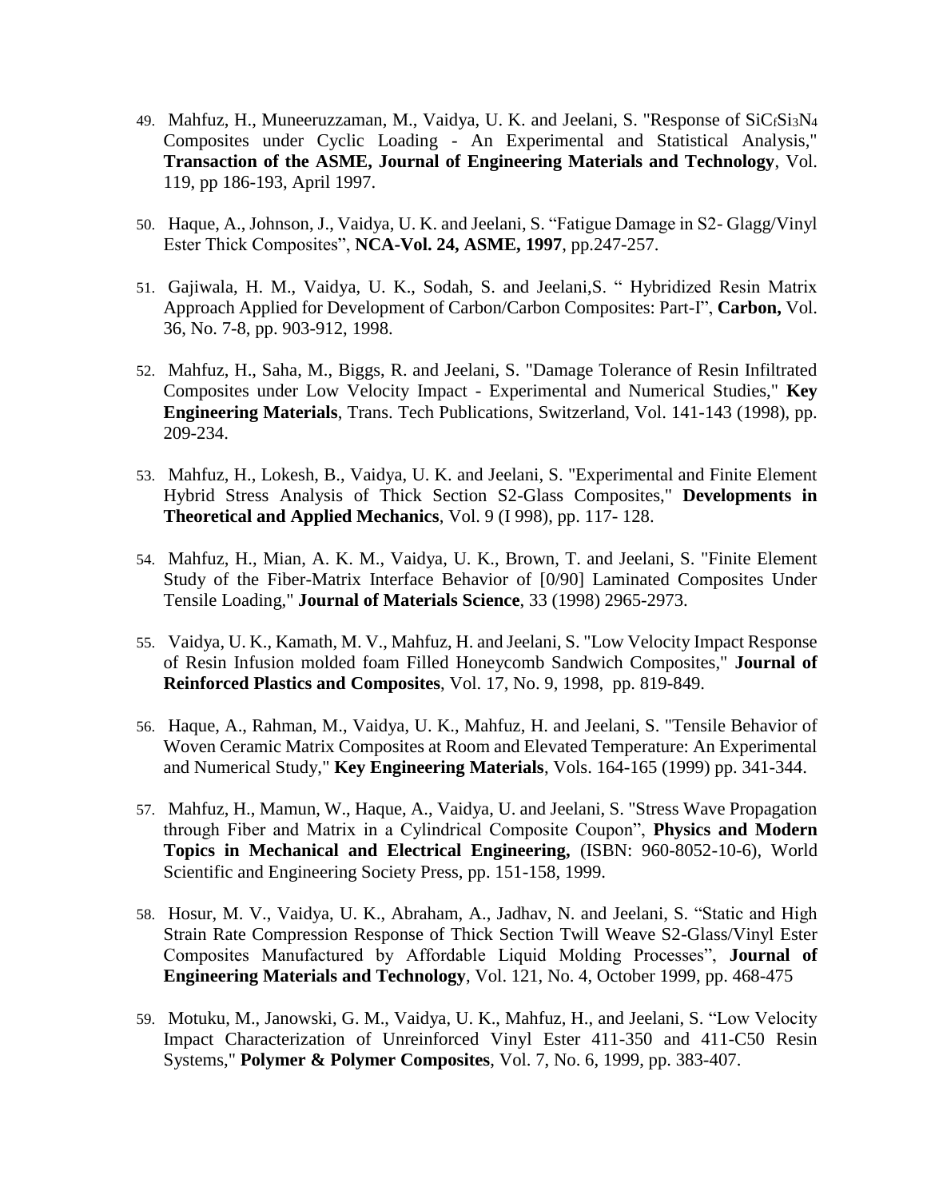49. Mahfuz, H., Muneeruzzaman, M., Vaidya, U. K. and Jeelani, S. "Response of $SiC_fSi_3N_4$ Composites under Cyclic Loading - An Experimental and Statistical Analysis," **Transaction of the ASME, Journal of Engineering Materials and Technology**, Vol. 119, pp 186-193, April 1997.

50. Haque, A., Johnson, J., Vaidya, U. K. and Jeelani, S. "Fatigue Damage in S2- Glagg/Vinyl Ester Thick Composites", **NCA-Vol. 24, ASME, 1997**, pp.247-257.

51. Gajiwala, H. M., Vaidya, U. K., Sodah, S. and Jeelani,S. " Hybridized Resin Matrix Approach Applied for Development of Carbon/Carbon Composites: Part-I", **Carbon,** Vol. 36, No. 7-8, pp. 903-912, 1998.

52. Mahfuz, H., Saha, M., Biggs, R. and Jeelani, S. "Damage Tolerance of Resin Infiltrated Composites under Low Velocity Impact - Experimental and Numerical Studies," **Key Engineering Materials**, Trans. Tech Publications, Switzerland, Vol. 141-143 (1998), pp. 209-234.

53. Mahfuz, H., Lokesh, B., Vaidya, U. K. and Jeelani, S. "Experimental and Finite Element Hybrid Stress Analysis of Thick Section S2-Glass Composites," **Developments in Theoretical and Applied Mechanics**, Vol. 9 (I 998), pp. 117- 128.

54. Mahfuz, H., Mian, A. K. M., Vaidya, U. K., Brown, T. and Jeelani, S. "Finite Element Study of the Fiber-Matrix Interface Behavior of [0/90] Laminated Composites Under Tensile Loading," **Journal of Materials Science**, 33 (1998) 2965-2973.

55. Vaidya, U. K., Kamath, M. V., Mahfuz, H. and Jeelani, S. "Low Velocity Impact Response of Resin Infusion molded foam Filled Honeycomb Sandwich Composites," **Journal of Reinforced Plastics and Composites**, Vol. 17, No. 9, 1998, pp. 819-849.

56. Haque, A., Rahman, M., Vaidya, U. K., Mahfuz, H. and Jeelani, S. "Tensile Behavior of Woven Ceramic Matrix Composites at Room and Elevated Temperature: An Experimental and Numerical Study," **Key Engineering Materials**, Vols. 164-165 (1999) pp. 341-344.

57. Mahfuz, H., Mamun, W., Haque, A., Vaidya, U. and Jeelani, S. "Stress Wave Propagation through Fiber and Matrix in a Cylindrical Composite Coupon", **Physics and Modern Topics in Mechanical and Electrical Engineering,** (ISBN: 960-8052-10-6), World Scientific and Engineering Society Press, pp. 151-158, 1999.

58. Hosur, M. V., Vaidya, U. K., Abraham, A., Jadhav, N. and Jeelani, S. "Static and High Strain Rate Compression Response of Thick Section Twill Weave S2-Glass/Vinyl Ester Composites Manufactured by Affordable Liquid Molding Processes", **Journal of Engineering Materials and Technology**, Vol. 121, No. 4, October 1999, pp. 468-475

59. Motuku, M., Janowski, G. M., Vaidya, U. K., Mahfuz, H., and Jeelani, S. "Low Velocity Impact Characterization of Unreinforced Vinyl Ester 411-350 and 411-C50 Resin Systems," **Polymer & Polymer Composites**, Vol. 7, No. 6, 1999, pp. 383-407.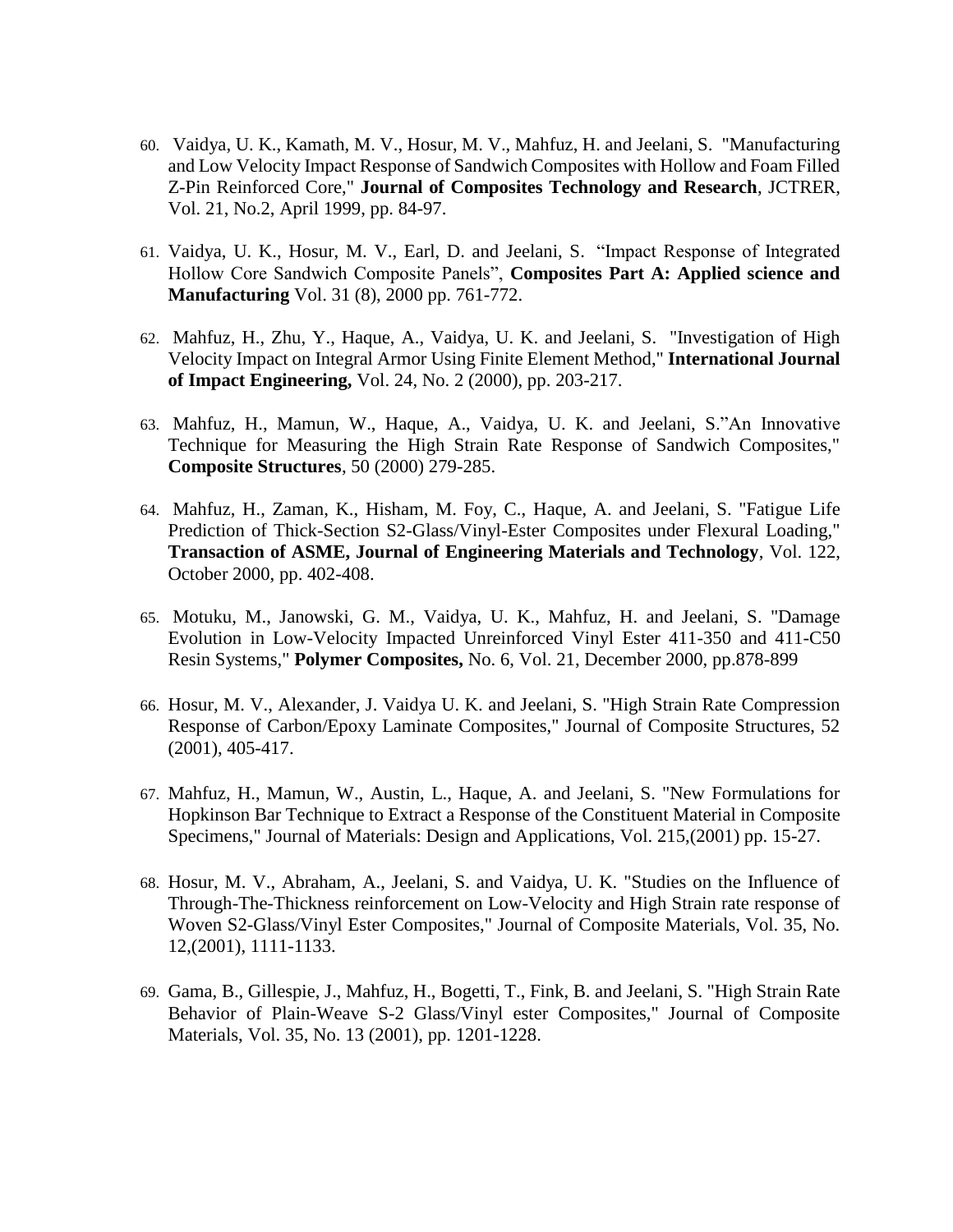60. Vaidya, U. K., Kamath, M. V., Hosur, M. V., Mahfuz, H. and Jeelani, S. "Manufacturing and Low Velocity Impact Response of Sandwich Composites with Hollow and Foam Filled Z-Pin Reinforced Core," **Journal of Composites Technology and Research**, JCTRER, Vol. 21, No.2, April 1999, pp. 84-97.

61. Vaidya, U. K., Hosur, M. V., Earl, D. and Jeelani, S. "Impact Response of Integrated Hollow Core Sandwich Composite Panels", **Composites Part A: Applied science and Manufacturing** Vol. 31 (8), 2000 pp. 761-772.

62. Mahfuz, H., Zhu, Y., Haque, A., Vaidya, U. K. and Jeelani, S. "Investigation of High Velocity Impact on Integral Armor Using Finite Element Method," **International Journal of Impact Engineering,** Vol. 24, No. 2 (2000), pp. 203-217.

63. Mahfuz, H., Mamun, W., Haque, A., Vaidya, U. K. and Jeelani, S."An Innovative Technique for Measuring the High Strain Rate Response of Sandwich Composites," **Composite Structures**, 50 (2000) 279-285.

64. Mahfuz, H., Zaman, K., Hisham, M. Foy, C., Haque, A. and Jeelani, S. "Fatigue Life Prediction of Thick-Section S2-Glass/Vinyl-Ester Composites under Flexural Loading," **Transaction of ASME, Journal of Engineering Materials and Technology**, Vol. 122, October 2000, pp. 402-408.

65. Motuku, M., Janowski, G. M., Vaidya, U. K., Mahfuz, H. and Jeelani, S. "Damage Evolution in Low-Velocity Impacted Unreinforced Vinyl Ester 411-350 and 411-C50 Resin Systems," **Polymer Composites,** No. 6, Vol. 21, December 2000, pp.878-899

66. Hosur, M. V., Alexander, J. Vaidya U. K. and Jeelani, S. "High Strain Rate Compression Response of Carbon/Epoxy Laminate Composites," Journal of Composite Structures, 52 (2001), 405-417.

67. Mahfuz, H., Mamun, W., Austin, L., Haque, A. and Jeelani, S. "New Formulations for Hopkinson Bar Technique to Extract a Response of the Constituent Material in Composite Specimens," Journal of Materials: Design and Applications, Vol. 215,(2001) pp. 15-27.

68. Hosur, M. V., Abraham, A., Jeelani, S. and Vaidya, U. K. "Studies on the Influence of Through-The-Thickness reinforcement on Low-Velocity and High Strain rate response of Woven S2-Glass/Vinyl Ester Composites," Journal of Composite Materials, Vol. 35, No. 12,(2001), 1111-1133.

69. Gama, B., Gillespie, J., Mahfuz, H., Bogetti, T., Fink, B. and Jeelani, S. "High Strain Rate Behavior of Plain-Weave S-2 Glass/Vinyl ester Composites," Journal of Composite Materials, Vol. 35, No. 13 (2001), pp. 1201-1228.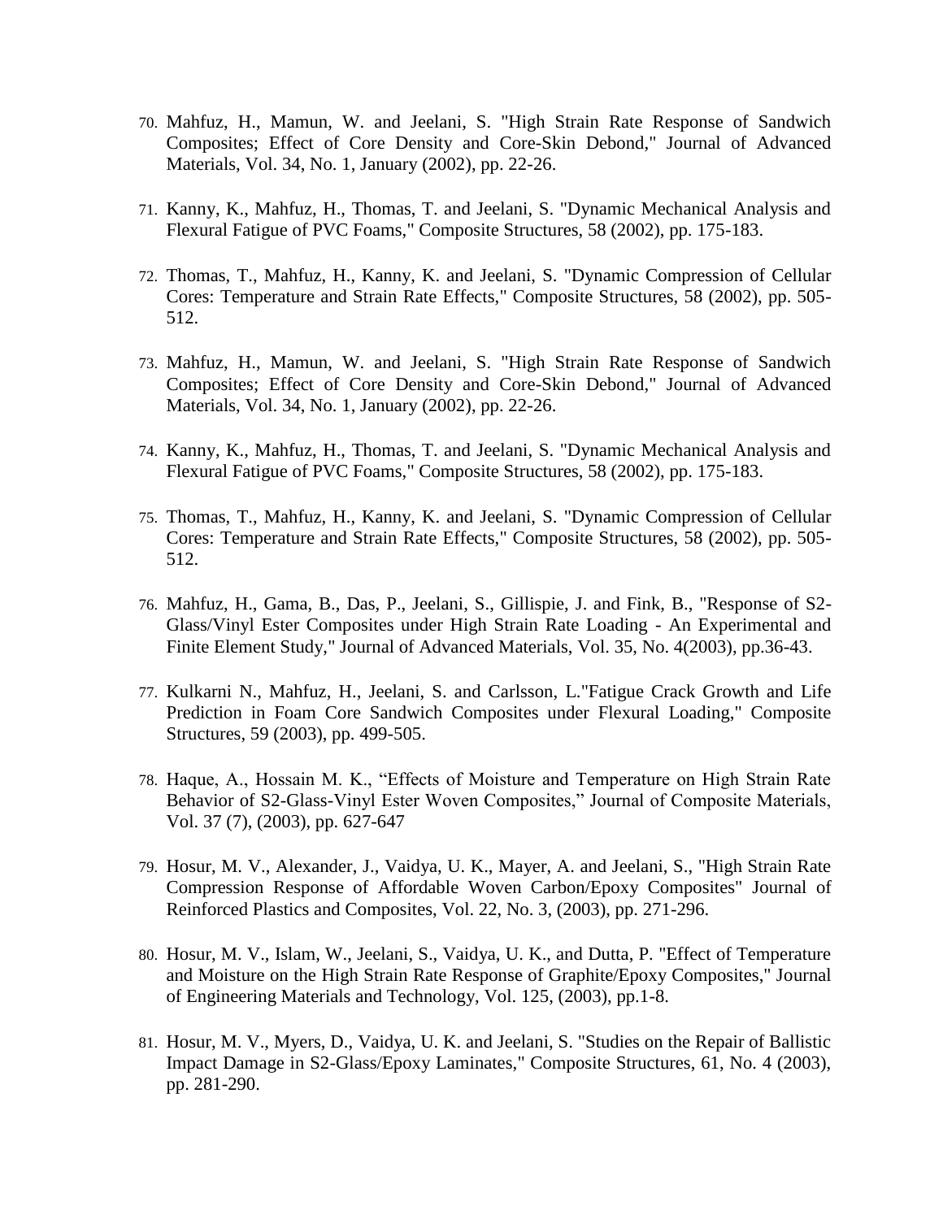70. Mahfuz, H., Mamun, W. and Jeelani, S. "High Strain Rate Response of Sandwich Composites; Effect of Core Density and Core-Skin Debond," Journal of Advanced Materials, Vol. 34, No. 1, January (2002), pp. 22-26.

71. Kanny, K., Mahfuz, H., Thomas, T. and Jeelani, S. "Dynamic Mechanical Analysis and Flexural Fatigue of PVC Foams," Composite Structures, 58 (2002), pp. 175-183.

72. Thomas, T., Mahfuz, H., Kanny, K. and Jeelani, S. "Dynamic Compression of Cellular Cores: Temperature and Strain Rate Effects," Composite Structures, 58 (2002), pp. 505-512.

73. Mahfuz, H., Mamun, W. and Jeelani, S. "High Strain Rate Response of Sandwich Composites; Effect of Core Density and Core-Skin Debond," Journal of Advanced Materials, Vol. 34, No. 1, January (2002), pp. 22-26.

74. Kanny, K., Mahfuz, H., Thomas, T. and Jeelani, S. "Dynamic Mechanical Analysis and Flexural Fatigue of PVC Foams," Composite Structures, 58 (2002), pp. 175-183.

75. Thomas, T., Mahfuz, H., Kanny, K. and Jeelani, S. "Dynamic Compression of Cellular Cores: Temperature and Strain Rate Effects," Composite Structures, 58 (2002), pp. 505-512.

76. Mahfuz, H., Gama, B., Das, P., Jeelani, S., Gillispie, J. and Fink, B., "Response of S2-Glass/Vinyl Ester Composites under High Strain Rate Loading - An Experimental and Finite Element Study," Journal of Advanced Materials, Vol. 35, No. 4(2003), pp.36-43.

77. Kulkarni N., Mahfuz, H., Jeelani, S. and Carlsson, L."Fatigue Crack Growth and Life Prediction in Foam Core Sandwich Composites under Flexural Loading," Composite Structures, 59 (2003), pp. 499-505.

78. Haque, A., Hossain M. K., "Effects of Moisture and Temperature on High Strain Rate Behavior of S2-Glass-Vinyl Ester Woven Composites," Journal of Composite Materials, Vol. 37 (7), (2003), pp. 627-647

79. Hosur, M. V., Alexander, J., Vaidya, U. K., Mayer, A. and Jeelani, S., "High Strain Rate Compression Response of Affordable Woven Carbon/Epoxy Composites" Journal of Reinforced Plastics and Composites, Vol. 22, No. 3, (2003), pp. 271-296.

80. Hosur, M. V., Islam, W., Jeelani, S., Vaidya, U. K., and Dutta, P. "Effect of Temperature and Moisture on the High Strain Rate Response of Graphite/Epoxy Composites," Journal of Engineering Materials and Technology, Vol. 125, (2003), pp.1-8.

81. Hosur, M. V., Myers, D., Vaidya, U. K. and Jeelani, S. "Studies on the Repair of Ballistic Impact Damage in S2-Glass/Epoxy Laminates," Composite Structures, 61, No. 4 (2003), pp. 281-290.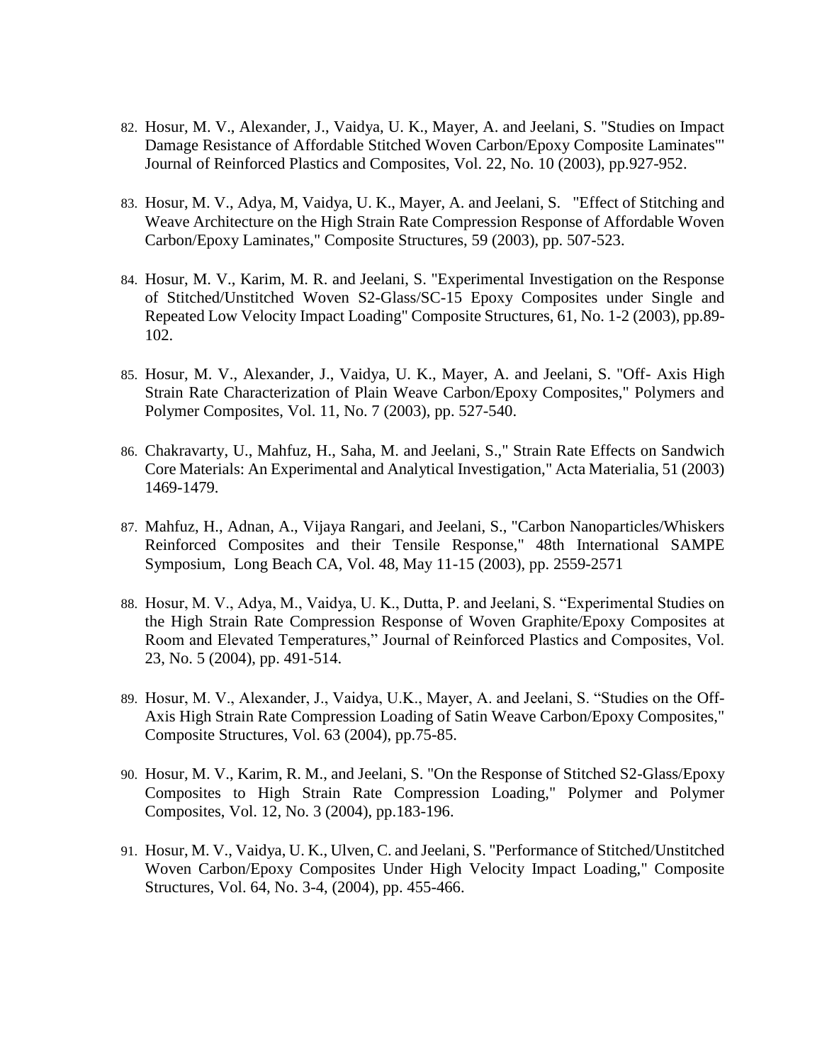82. Hosur, M. V., Alexander, J., Vaidya, U. K., Mayer, A. and Jeelani, S. "Studies on Impact Damage Resistance of Affordable Stitched Woven Carbon/Epoxy Composite Laminates"' Journal of Reinforced Plastics and Composites, Vol. 22, No. 10 (2003), pp.927-952.

83. Hosur, M. V., Adya, M, Vaidya, U. K., Mayer, A. and Jeelani, S. "Effect of Stitching and Weave Architecture on the High Strain Rate Compression Response of Affordable Woven Carbon/Epoxy Laminates," Composite Structures, 59 (2003), pp. 507-523.

84. Hosur, M. V., Karim, M. R. and Jeelani, S. "Experimental Investigation on the Response of Stitched/Unstitched Woven S2-Glass/SC-15 Epoxy Composites under Single and Repeated Low Velocity Impact Loading" Composite Structures, 61, No. 1-2 (2003), pp.89-102.

85. Hosur, M. V., Alexander, J., Vaidya, U. K., Mayer, A. and Jeelani, S. "Off- Axis High Strain Rate Characterization of Plain Weave Carbon/Epoxy Composites," Polymers and Polymer Composites, Vol. 11, No. 7 (2003), pp. 527-540.

86. Chakravarty, U., Mahfuz, H., Saha, M. and Jeelani, S.," Strain Rate Effects on Sandwich Core Materials: An Experimental and Analytical Investigation," Acta Materialia, 51 (2003) 1469-1479.

87. Mahfuz, H., Adnan, A., Vijaya Rangari, and Jeelani, S., "Carbon Nanoparticles/Whiskers Reinforced Composites and their Tensile Response," 48th International SAMPE Symposium, Long Beach CA, Vol. 48, May 11-15 (2003), pp. 2559-2571

88. Hosur, M. V., Adya, M., Vaidya, U. K., Dutta, P. and Jeelani, S. "Experimental Studies on the High Strain Rate Compression Response of Woven Graphite/Epoxy Composites at Room and Elevated Temperatures," Journal of Reinforced Plastics and Composites, Vol. 23, No. 5 (2004), pp. 491-514.

89. Hosur, M. V., Alexander, J., Vaidya, U.K., Mayer, A. and Jeelani, S. "Studies on the Off-Axis High Strain Rate Compression Loading of Satin Weave Carbon/Epoxy Composites," Composite Structures, Vol. 63 (2004), pp.75-85.

90. Hosur, M. V., Karim, R. M., and Jeelani, S. "On the Response of Stitched S2-Glass/Epoxy Composites to High Strain Rate Compression Loading," Polymer and Polymer Composites, Vol. 12, No. 3 (2004), pp.183-196.

91. Hosur, M. V., Vaidya, U. K., Ulven, C. and Jeelani, S. "Performance of Stitched/Unstitched Woven Carbon/Epoxy Composites Under High Velocity Impact Loading," Composite Structures, Vol. 64, No. 3-4, (2004), pp. 455-466.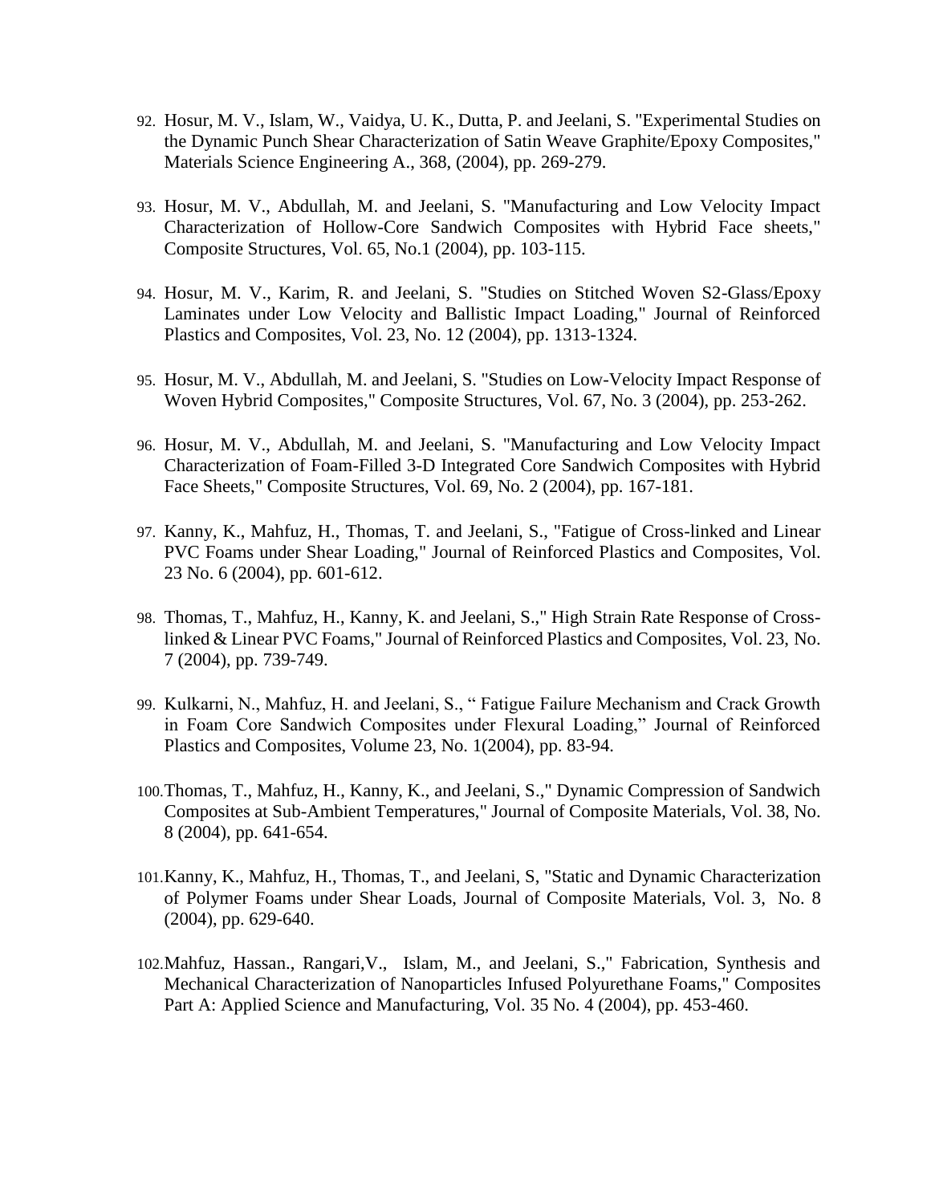92. Hosur, M. V., Islam, W., Vaidya, U. K., Dutta, P. and Jeelani, S. "Experimental Studies on the Dynamic Punch Shear Characterization of Satin Weave Graphite/Epoxy Composites," Materials Science Engineering A., 368, (2004), pp. 269-279.

93. Hosur, M. V., Abdullah, M. and Jeelani, S. "Manufacturing and Low Velocity Impact Characterization of Hollow-Core Sandwich Composites with Hybrid Face sheets," Composite Structures, Vol. 65, No.1 (2004), pp. 103-115.

94. Hosur, M. V., Karim, R. and Jeelani, S. "Studies on Stitched Woven S2-Glass/Epoxy Laminates under Low Velocity and Ballistic Impact Loading," Journal of Reinforced Plastics and Composites, Vol. 23, No. 12 (2004), pp. 1313-1324.

95. Hosur, M. V., Abdullah, M. and Jeelani, S. "Studies on Low-Velocity Impact Response of Woven Hybrid Composites," Composite Structures, Vol. 67, No. 3 (2004), pp. 253-262.

96. Hosur, M. V., Abdullah, M. and Jeelani, S. "Manufacturing and Low Velocity Impact Characterization of Foam-Filled 3-D Integrated Core Sandwich Composites with Hybrid Face Sheets," Composite Structures, Vol. 69, No. 2 (2004), pp. 167-181.

97. Kanny, K., Mahfuz, H., Thomas, T. and Jeelani, S., "Fatigue of Cross-linked and Linear PVC Foams under Shear Loading," Journal of Reinforced Plastics and Composites, Vol. 23 No. 6 (2004), pp. 601-612.

98. Thomas, T., Mahfuz, H., Kanny, K. and Jeelani, S.," High Strain Rate Response of Cross-linked & Linear PVC Foams," Journal of Reinforced Plastics and Composites, Vol. 23, No. 7 (2004), pp. 739-749.

99. Kulkarni, N., Mahfuz, H. and Jeelani, S., " Fatigue Failure Mechanism and Crack Growth in Foam Core Sandwich Composites under Flexural Loading," Journal of Reinforced Plastics and Composites, Volume 23, No. 1(2004), pp. 83-94.

100. Thomas, T., Mahfuz, H., Kanny, K., and Jeelani, S.," Dynamic Compression of Sandwich Composites at Sub-Ambient Temperatures," Journal of Composite Materials, Vol. 38, No. 8 (2004), pp. 641-654.

101. Kanny, K., Mahfuz, H., Thomas, T., and Jeelani, S, "Static and Dynamic Characterization of Polymer Foams under Shear Loads, Journal of Composite Materials, Vol. 3, No. 8 (2004), pp. 629-640.

102. Mahfuz, Hassan., Rangari,V., Islam, M., and Jeelani, S.," Fabrication, Synthesis and Mechanical Characterization of Nanoparticles Infused Polyurethane Foams," Composites Part A: Applied Science and Manufacturing, Vol. 35 No. 4 (2004), pp. 453-460.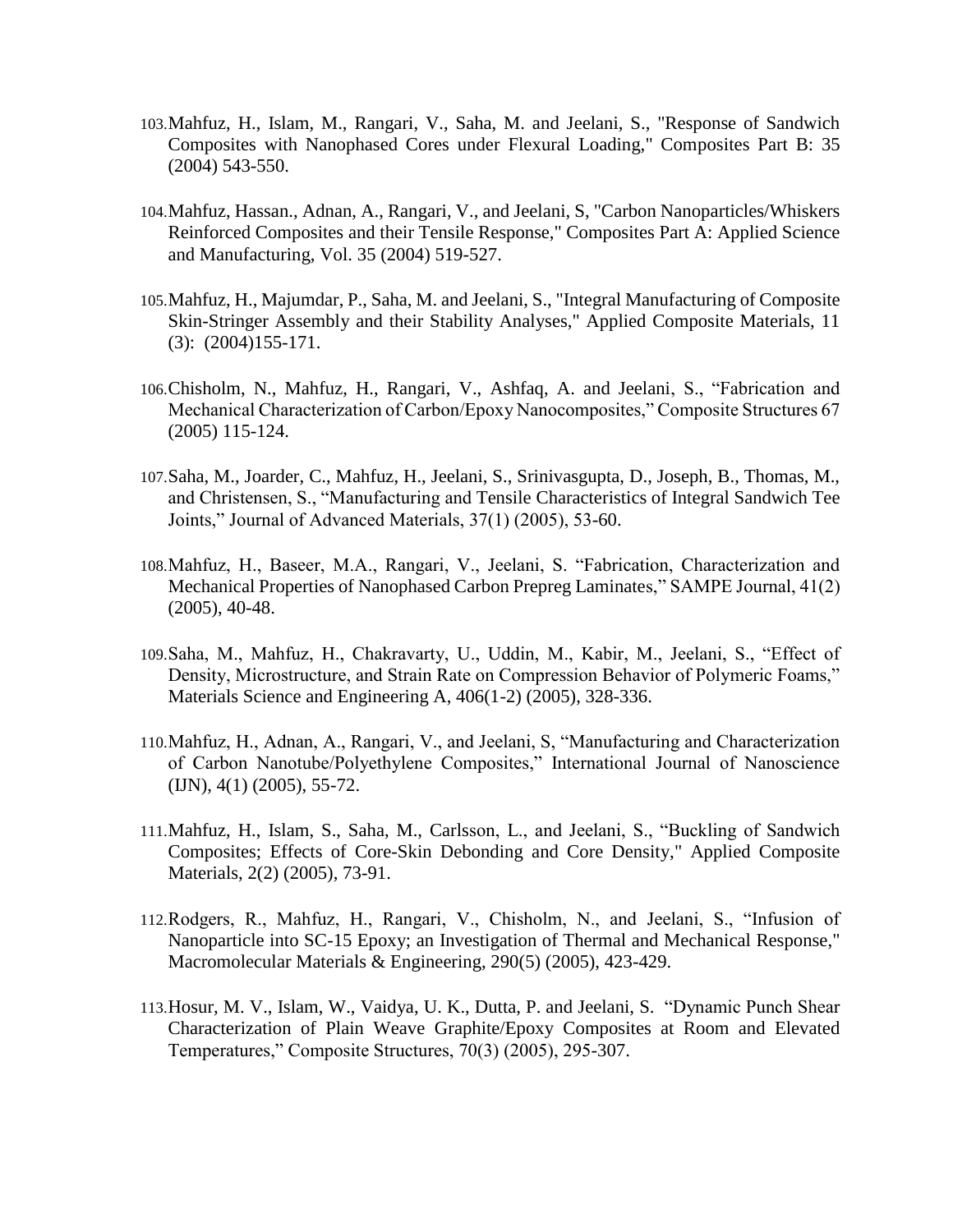103. Mahfuz, H., Islam, M., Rangari, V., Saha, M. and Jeelani, S., "Response of Sandwich Composites with Nanophased Cores under Flexural Loading," Composites Part B: 35 (2004) 543-550.

104. Mahfuz, Hassan., Adnan, A., Rangari, V., and Jeelani, S, "Carbon Nanoparticles/Whiskers Reinforced Composites and their Tensile Response," Composites Part A: Applied Science and Manufacturing, Vol. 35 (2004) 519-527.

105. Mahfuz, H., Majumdar, P., Saha, M. and Jeelani, S., "Integral Manufacturing of Composite Skin-Stringer Assembly and their Stability Analyses," Applied Composite Materials, 11 (3): (2004)155-171.

106. Chisholm, N., Mahfuz, H., Rangari, V., Ashfaq, A. and Jeelani, S., "Fabrication and Mechanical Characterization of Carbon/Epoxy Nanocomposites," Composite Structures 67 (2005) 115-124.

107. Saha, M., Joarder, C., Mahfuz, H., Jeelani, S., Srinivasgupta, D., Joseph, B., Thomas, M., and Christensen, S., "Manufacturing and Tensile Characteristics of Integral Sandwich Tee Joints," Journal of Advanced Materials, 37(1) (2005), 53-60.

108. Mahfuz, H., Baseer, M.A., Rangari, V., Jeelani, S. "Fabrication, Characterization and Mechanical Properties of Nanophased Carbon Prepreg Laminates," SAMPE Journal, 41(2) (2005), 40-48.

109. Saha, M., Mahfuz, H., Chakravarty, U., Uddin, M., Kabir, M., Jeelani, S., "Effect of Density, Microstructure, and Strain Rate on Compression Behavior of Polymeric Foams," Materials Science and Engineering A, 406(1-2) (2005), 328-336.

110. Mahfuz, H., Adnan, A., Rangari, V., and Jeelani, S, "Manufacturing and Characterization of Carbon Nanotube/Polyethylene Composites," International Journal of Nanoscience (IJN), 4(1) (2005), 55-72.

111. Mahfuz, H., Islam, S., Saha, M., Carlsson, L., and Jeelani, S., "Buckling of Sandwich Composites; Effects of Core-Skin Debonding and Core Density," Applied Composite Materials, 2(2) (2005), 73-91.

112. Rodgers, R., Mahfuz, H., Rangari, V., Chisholm, N., and Jeelani, S., "Infusion of Nanoparticle into SC-15 Epoxy; an Investigation of Thermal and Mechanical Response," Macromolecular Materials & Engineering, 290(5) (2005), 423-429.

113. Hosur, M. V., Islam, W., Vaidya, U. K., Dutta, P. and Jeelani, S. "Dynamic Punch Shear Characterization of Plain Weave Graphite/Epoxy Composites at Room and Elevated Temperatures," Composite Structures, 70(3) (2005), 295-307.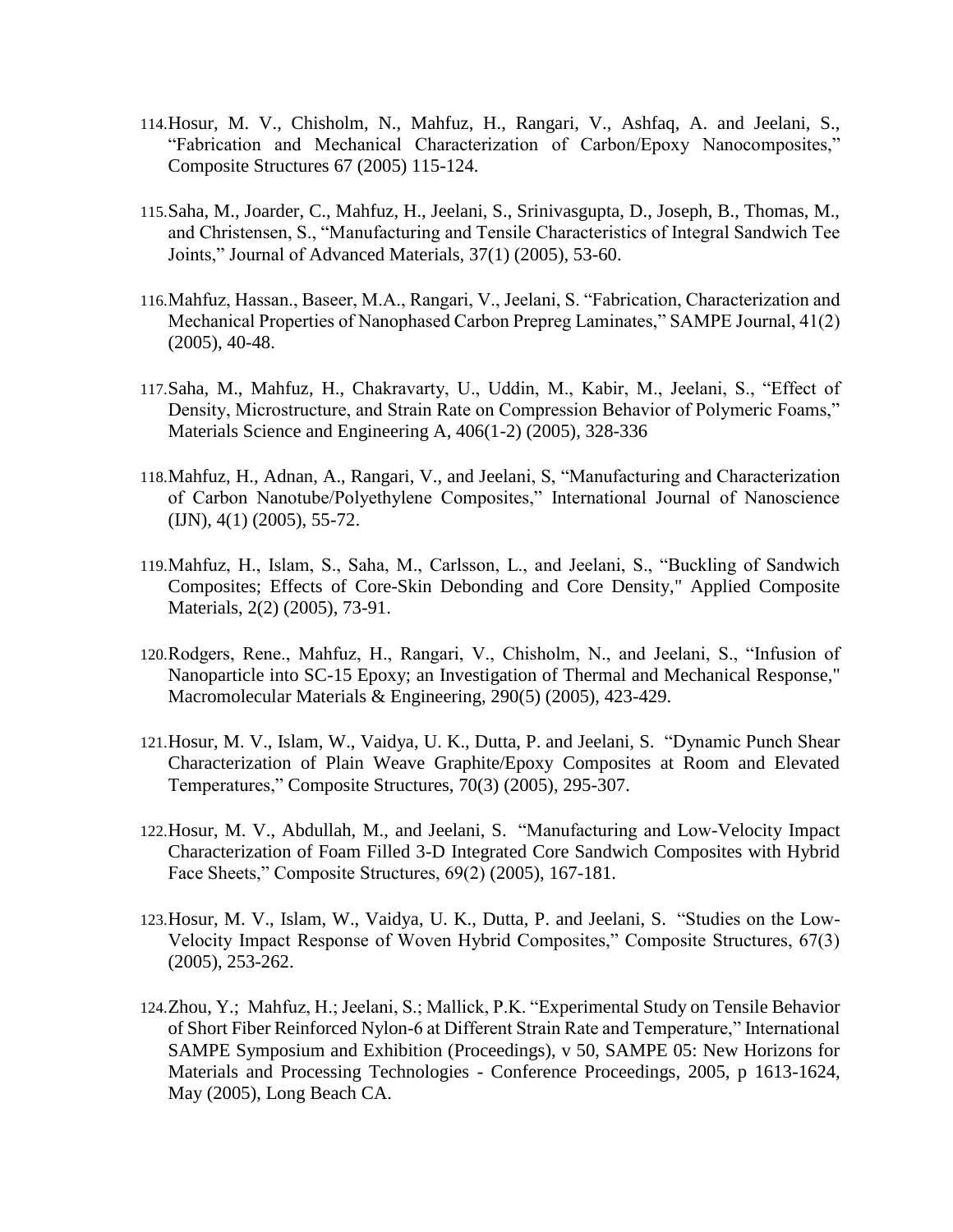114. Hosur, M. V., Chisholm, N., Mahfuz, H., Rangari, V., Ashfaq, A. and Jeelani, S., "Fabrication and Mechanical Characterization of Carbon/Epoxy Nanocomposites," Composite Structures 67 (2005) 115-124.

115. Saha, M., Joarder, C., Mahfuz, H., Jeelani, S., Srinivasgupta, D., Joseph, B., Thomas, M., and Christensen, S., "Manufacturing and Tensile Characteristics of Integral Sandwich Tee Joints," Journal of Advanced Materials, 37(1) (2005), 53-60.

116. Mahfuz, Hassan., Baseer, M.A., Rangari, V., Jeelani, S. "Fabrication, Characterization and Mechanical Properties of Nanophased Carbon Prepreg Laminates," SAMPE Journal, 41(2) (2005), 40-48.

117. Saha, M., Mahfuz, H., Chakravarty, U., Uddin, M., Kabir, M., Jeelani, S., "Effect of Density, Microstructure, and Strain Rate on Compression Behavior of Polymeric Foams," Materials Science and Engineering A, 406(1-2) (2005), 328-336

118. Mahfuz, H., Adnan, A., Rangari, V., and Jeelani, S, "Manufacturing and Characterization of Carbon Nanotube/Polyethylene Composites," International Journal of Nanoscience (IJN), 4(1) (2005), 55-72.

119. Mahfuz, H., Islam, S., Saha, M., Carlsson, L., and Jeelani, S., "Buckling of Sandwich Composites; Effects of Core-Skin Debonding and Core Density," Applied Composite Materials, 2(2) (2005), 73-91.

120. Rodgers, Rene., Mahfuz, H., Rangari, V., Chisholm, N., and Jeelani, S., "Infusion of Nanoparticle into SC-15 Epoxy; an Investigation of Thermal and Mechanical Response," Macromolecular Materials & Engineering, 290(5) (2005), 423-429.

121. Hosur, M. V., Islam, W., Vaidya, U. K., Dutta, P. and Jeelani, S. "Dynamic Punch Shear Characterization of Plain Weave Graphite/Epoxy Composites at Room and Elevated Temperatures," Composite Structures, 70(3) (2005), 295-307.

122. Hosur, M. V., Abdullah, M., and Jeelani, S. "Manufacturing and Low-Velocity Impact Characterization of Foam Filled 3-D Integrated Core Sandwich Composites with Hybrid Face Sheets," Composite Structures, 69(2) (2005), 167-181.

123. Hosur, M. V., Islam, W., Vaidya, U. K., Dutta, P. and Jeelani, S. "Studies on the Low-Velocity Impact Response of Woven Hybrid Composites," Composite Structures, 67(3) (2005), 253-262.

124. Zhou, Y.; Mahfuz, H.; Jeelani, S.; Mallick, P.K. "Experimental Study on Tensile Behavior of Short Fiber Reinforced Nylon-6 at Different Strain Rate and Temperature," International SAMPE Symposium and Exhibition (Proceedings), v 50, SAMPE 05: New Horizons for Materials and Processing Technologies - Conference Proceedings, 2005, p 1613-1624, May (2005), Long Beach CA.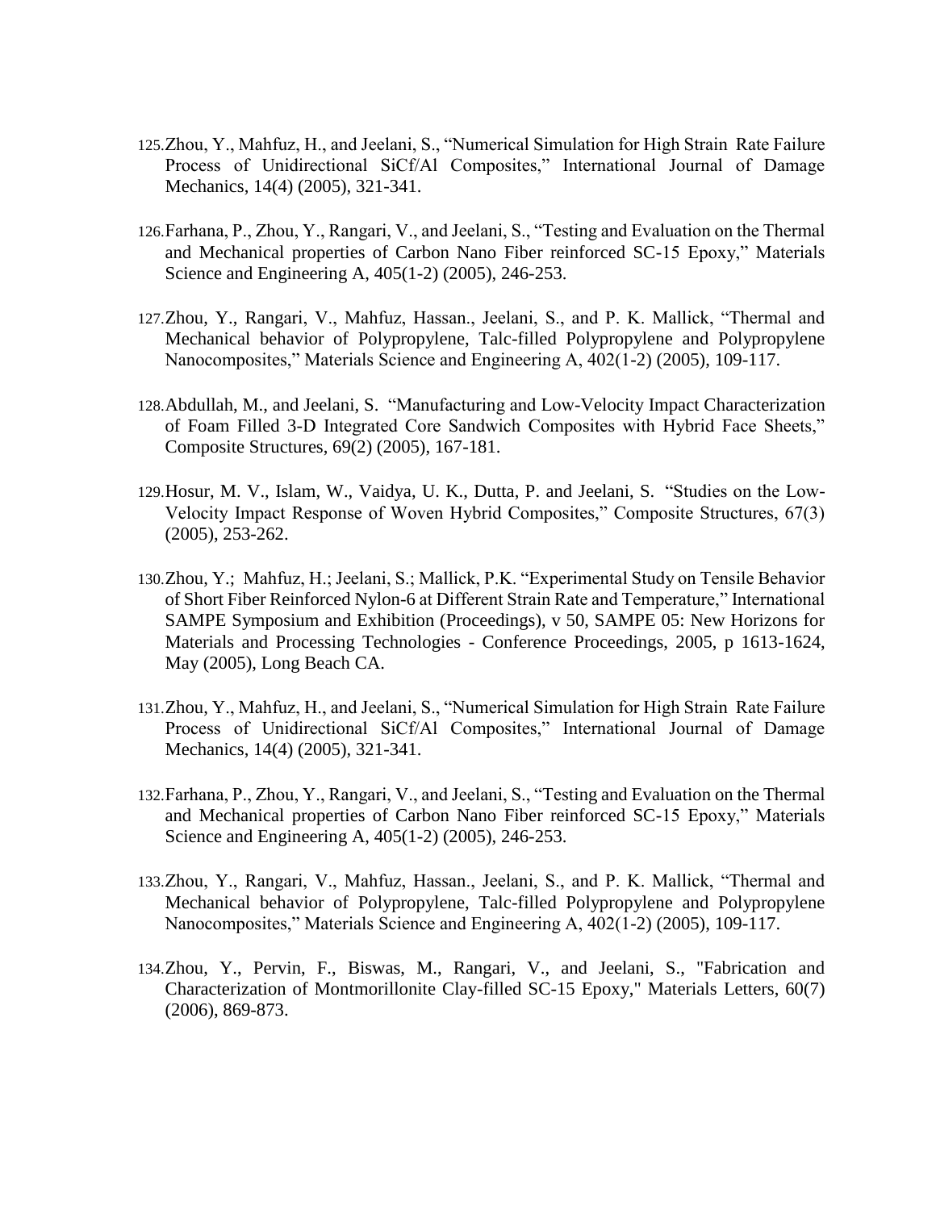125. Zhou, Y., Mahfuz, H., and Jeelani, S., "Numerical Simulation for High Strain Rate Failure Process of Unidirectional SiCf/Al Composites," International Journal of Damage Mechanics, 14(4) (2005), 321-341.

126. Farhana, P., Zhou, Y., Rangari, V., and Jeelani, S., "Testing and Evaluation on the Thermal and Mechanical properties of Carbon Nano Fiber reinforced SC-15 Epoxy," Materials Science and Engineering A, 405(1-2) (2005), 246-253.

127. Zhou, Y., Rangari, V., Mahfuz, Hassan., Jeelani, S., and P. K. Mallick, "Thermal and Mechanical behavior of Polypropylene, Talc-filled Polypropylene and Polypropylene Nanocomposites," Materials Science and Engineering A, 402(1-2) (2005), 109-117.

128. Abdullah, M., and Jeelani, S. "Manufacturing and Low-Velocity Impact Characterization of Foam Filled 3-D Integrated Core Sandwich Composites with Hybrid Face Sheets," Composite Structures, 69(2) (2005), 167-181.

129. Hosur, M. V., Islam, W., Vaidya, U. K., Dutta, P. and Jeelani, S. "Studies on the Low-Velocity Impact Response of Woven Hybrid Composites," Composite Structures, 67(3) (2005), 253-262.

130. Zhou, Y.; Mahfuz, H.; Jeelani, S.; Mallick, P.K. "Experimental Study on Tensile Behavior of Short Fiber Reinforced Nylon-6 at Different Strain Rate and Temperature," International SAMPE Symposium and Exhibition (Proceedings), v 50, SAMPE 05: New Horizons for Materials and Processing Technologies - Conference Proceedings, 2005, p 1613-1624, May (2005), Long Beach CA.

131. Zhou, Y., Mahfuz, H., and Jeelani, S., "Numerical Simulation for High Strain Rate Failure Process of Unidirectional SiCf/Al Composites," International Journal of Damage Mechanics, 14(4) (2005), 321-341.

132. Farhana, P., Zhou, Y., Rangari, V., and Jeelani, S., "Testing and Evaluation on the Thermal and Mechanical properties of Carbon Nano Fiber reinforced SC-15 Epoxy," Materials Science and Engineering A, 405(1-2) (2005), 246-253.

133. Zhou, Y., Rangari, V., Mahfuz, Hassan., Jeelani, S., and P. K. Mallick, "Thermal and Mechanical behavior of Polypropylene, Talc-filled Polypropylene and Polypropylene Nanocomposites," Materials Science and Engineering A, 402(1-2) (2005), 109-117.

134. Zhou, Y., Pervin, F., Biswas, M., Rangari, V., and Jeelani, S., "Fabrication and Characterization of Montmorillonite Clay-filled SC-15 Epoxy," Materials Letters, 60(7) (2006), 869-873.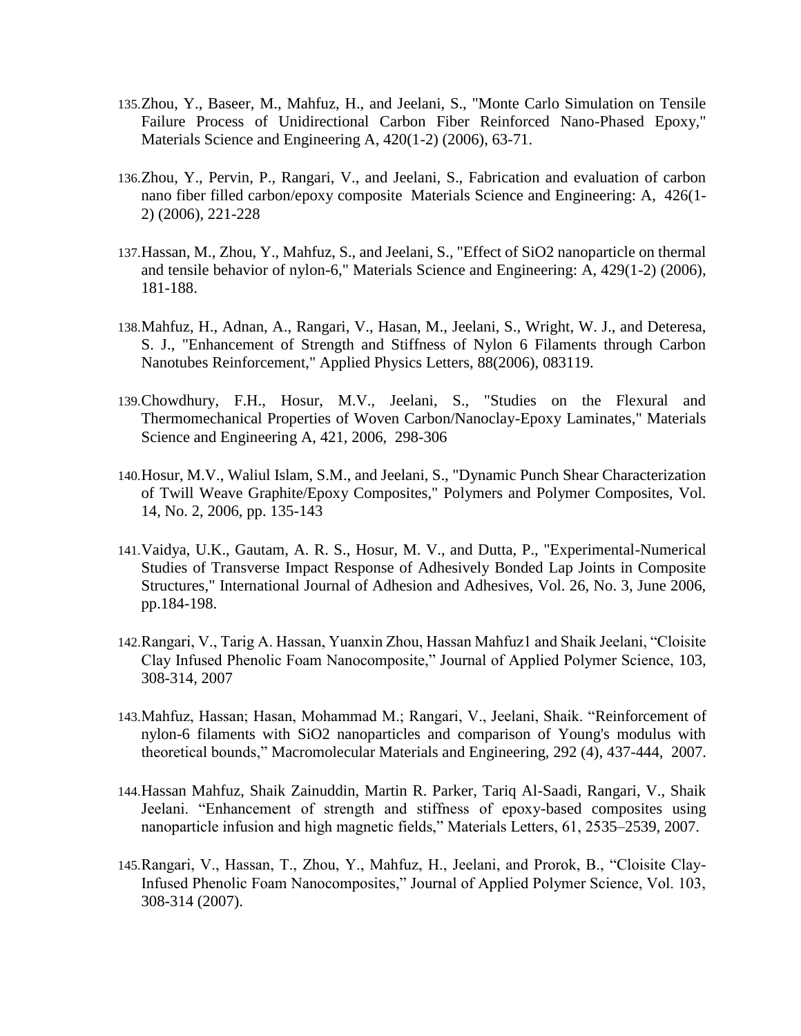135. Zhou, Y., Baseer, M., Mahfuz, H., and Jeelani, S., "Monte Carlo Simulation on Tensile Failure Process of Unidirectional Carbon Fiber Reinforced Nano-Phased Epoxy," Materials Science and Engineering A, 420(1-2) (2006), 63-71.

136. Zhou, Y., Pervin, P., Rangari, V., and Jeelani, S., Fabrication and evaluation of carbon nano fiber filled carbon/epoxy composite Materials Science and Engineering: A, 426(1-2) (2006), 221-228

137. Hassan, M., Zhou, Y., Mahfuz, S., and Jeelani, S., "Effect of $SiO_2$ nanoparticle on thermal and tensile behavior of nylon-6," Materials Science and Engineering: A, 429(1-2) (2006), 181-188.

138. Mahfuz, H., Adnan, A., Rangari, V., Hasan, M., Jeelani, S., Wright, W. J., and Deteresa, S. J., "Enhancement of Strength and Stiffness of Nylon 6 Filaments through Carbon Nanotubes Reinforcement," Applied Physics Letters, 88(2006), 083119.

139. Chowdhury, F.H., Hosur, M.V., Jeelani, S., "Studies on the Flexural and Thermomechanical Properties of Woven Carbon/Nanoclay-Epoxy Laminates," Materials Science and Engineering A, 421, 2006, 298-306

140. Hosur, M.V., Waliul Islam, S.M., and Jeelani, S., "Dynamic Punch Shear Characterization of Twill Weave Graphite/Epoxy Composites," Polymers and Polymer Composites, Vol. 14, No. 2, 2006, pp. 135-143

141. Vaidya, U.K., Gautam, A. R. S., Hosur, M. V., and Dutta, P., "Experimental-Numerical Studies of Transverse Impact Response of Adhesively Bonded Lap Joints in Composite Structures," International Journal of Adhesion and Adhesives, Vol. 26, No. 3, June 2006, pp.184-198.

142. Rangari, V., Tarig A. Hassan, Yuanxin Zhou, Hassan Mahfuz1 and Shaik Jeelani, "Cloisite Clay Infused Phenolic Foam Nanocomposite," Journal of Applied Polymer Science, 103, 308-314, 2007

143. Mahfuz, Hassan; Hasan, Mohammad M.; Rangari, V., Jeelani, Shaik. "Reinforcement of nylon-6 filaments with $SiO_2$ nanoparticles and comparison of Young's modulus with theoretical bounds," Macromolecular Materials and Engineering, 292 (4), 437-444, 2007.

144. Hassan Mahfuz, Shaik Zainuddin, Martin R. Parker, Tariq Al-Saadi, Rangari, V., Shaik Jeelani. "Enhancement of strength and stiffness of epoxy-based composites using nanoparticle infusion and high magnetic fields," Materials Letters, 61, 2535–2539, 2007.

145. Rangari, V., Hassan, T., Zhou, Y., Mahfuz, H., Jeelani, and Prorok, B., "Cloisite Clay-Infused Phenolic Foam Nanocomposites," Journal of Applied Polymer Science, Vol. 103, 308-314 (2007).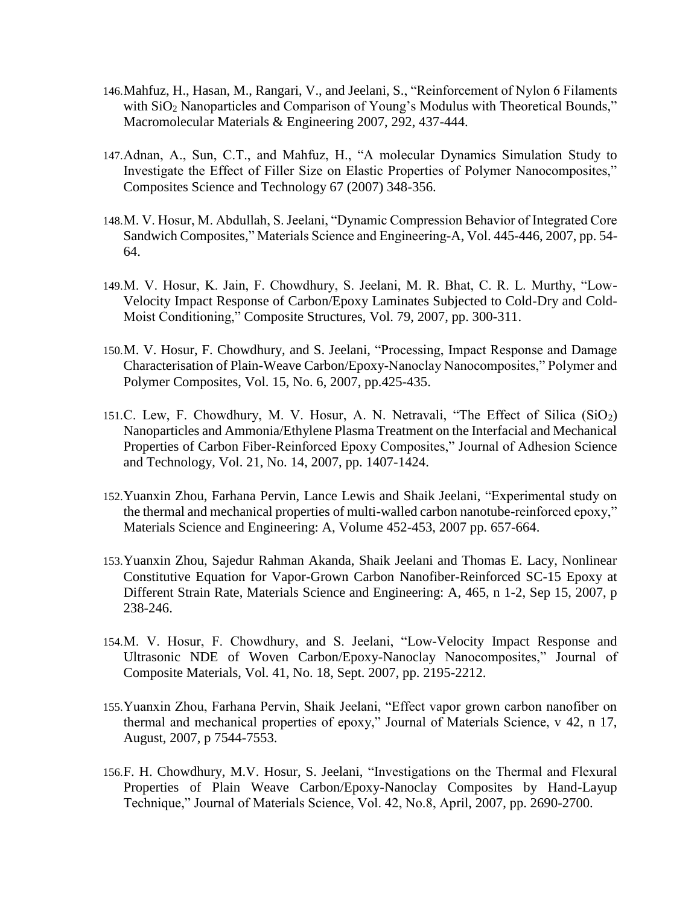146. Mahfuz, H., Hasan, M., Rangari, V., and Jeelani, S., "Reinforcement of Nylon 6 Filaments with $SiO_2$ Nanoparticles and Comparison of Young's Modulus with Theoretical Bounds," Macromolecular Materials & Engineering 2007, 292, 437-444.

147. Adnan, A., Sun, C.T., and Mahfuz, H., "A molecular Dynamics Simulation Study to Investigate the Effect of Filler Size on Elastic Properties of Polymer Nanocomposites," Composites Science and Technology 67 (2007) 348-356.

148. M. V. Hosur, M. Abdullah, S. Jeelani, "Dynamic Compression Behavior of Integrated Core Sandwich Composites," Materials Science and Engineering-A, Vol. 445-446, 2007, pp. 54-64.

149. M. V. Hosur, K. Jain, F. Chowdhury, S. Jeelani, M. R. Bhat, C. R. L. Murthy, "Low-Velocity Impact Response of Carbon/Epoxy Laminates Subjected to Cold-Dry and Cold-Moist Conditioning," Composite Structures, Vol. 79, 2007, pp. 300-311.

150. M. V. Hosur, F. Chowdhury, and S. Jeelani, "Processing, Impact Response and Damage Characterisation of Plain-Weave Carbon/Epoxy-Nanoclay Nanocomposites," Polymer and Polymer Composites, Vol. 15, No. 6, 2007, pp.425-435.

151. C. Lew, F. Chowdhury, M. V. Hosur, A. N. Netravali, "The Effect of Silica ($SiO_2$) Nanoparticles and Ammonia/Ethylene Plasma Treatment on the Interfacial and Mechanical Properties of Carbon Fiber-Reinforced Epoxy Composites," Journal of Adhesion Science and Technology, Vol. 21, No. 14, 2007, pp. 1407-1424.

152. Yuanxin Zhou, Farhana Pervin, Lance Lewis and Shaik Jeelani, "Experimental study on the thermal and mechanical properties of multi-walled carbon nanotube-reinforced epoxy," Materials Science and Engineering: A, Volume 452-453, 2007 pp. 657-664.

153. Yuanxin Zhou, Sajedur Rahman Akanda, Shaik Jeelani and Thomas E. Lacy, Nonlinear Constitutive Equation for Vapor-Grown Carbon Nanofiber-Reinforced SC-15 Epoxy at Different Strain Rate, Materials Science and Engineering: A, 465, n 1-2, Sep 15, 2007, p 238-246.

154. M. V. Hosur, F. Chowdhury, and S. Jeelani, "Low-Velocity Impact Response and Ultrasonic NDE of Woven Carbon/Epoxy-Nanoclay Nanocomposites," Journal of Composite Materials, Vol. 41, No. 18, Sept. 2007, pp. 2195-2212.

155. Yuanxin Zhou, Farhana Pervin, Shaik Jeelani, "Effect vapor grown carbon nanofiber on thermal and mechanical properties of epoxy," Journal of Materials Science, v 42, n 17, August, 2007, p 7544-7553.

156. F. H. Chowdhury, M.V. Hosur, S. Jeelani, "Investigations on the Thermal and Flexural Properties of Plain Weave Carbon/Epoxy-Nanoclay Composites by Hand-Layup Technique," Journal of Materials Science, Vol. 42, No.8, April, 2007, pp. 2690-2700.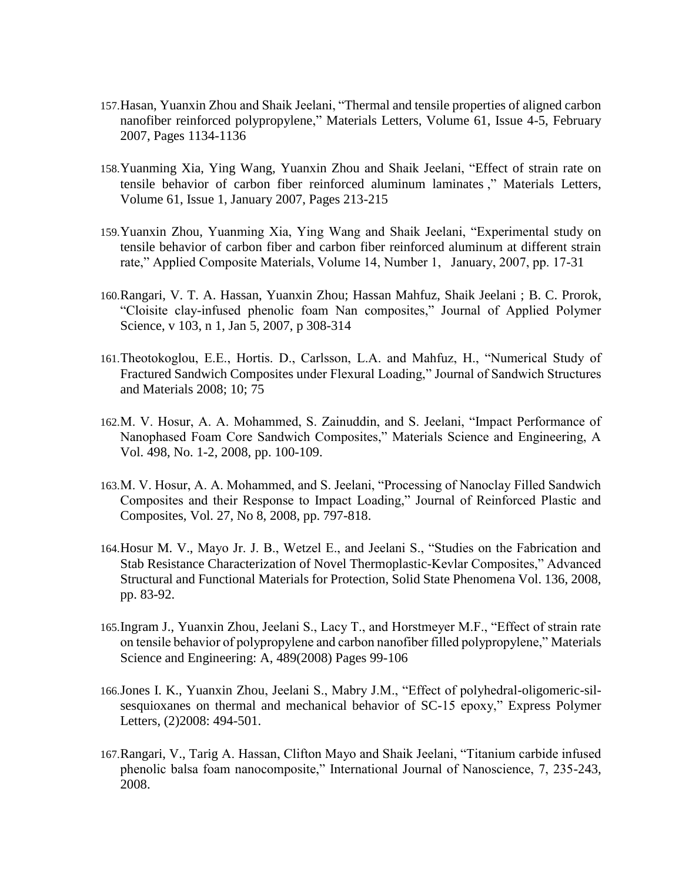157. Hasan, Yuanxin Zhou and Shaik Jeelani, "Thermal and tensile properties of aligned carbon nanofiber reinforced polypropylene," Materials Letters, Volume 61, Issue 4-5, February 2007, Pages 1134-1136

158. Yuanming Xia, Ying Wang, Yuanxin Zhou and Shaik Jeelani, "Effect of strain rate on tensile behavior of carbon fiber reinforced aluminum laminates ," Materials Letters, Volume 61, Issue 1, January 2007, Pages 213-215

159. Yuanxin Zhou, Yuanming Xia, Ying Wang and Shaik Jeelani, "Experimental study on tensile behavior of carbon fiber and carbon fiber reinforced aluminum at different strain rate," Applied Composite Materials, Volume 14, Number 1, January, 2007, pp. 17-31

160. Rangari, V. T. A. Hassan, Yuanxin Zhou; Hassan Mahfuz, Shaik Jeelani ; B. C. Prorok, "Cloisite clay-infused phenolic foam Nan composites," Journal of Applied Polymer Science, v 103, n 1, Jan 5, 2007, p 308-314

161. Theotokoglou, E.E., Hortis. D., Carlsson, L.A. and Mahfuz, H., "Numerical Study of Fractured Sandwich Composites under Flexural Loading," Journal of Sandwich Structures and Materials 2008; 10; 75

162. M. V. Hosur, A. A. Mohammed, S. Zainuddin, and S. Jeelani, "Impact Performance of Nanophased Foam Core Sandwich Composites," Materials Science and Engineering, A Vol. 498, No. 1-2, 2008, pp. 100-109.

163. M. V. Hosur, A. A. Mohammed, and S. Jeelani, "Processing of Nanoclay Filled Sandwich Composites and their Response to Impact Loading," Journal of Reinforced Plastic and Composites, Vol. 27, No 8, 2008, pp. 797-818.

164. Hosur M. V., Mayo Jr. J. B., Wetzel E., and Jeelani S., "Studies on the Fabrication and Stab Resistance Characterization of Novel Thermoplastic-Kevlar Composites," Advanced Structural and Functional Materials for Protection, Solid State Phenomena Vol. 136, 2008, pp. 83-92.

165. Ingram J., Yuanxin Zhou, Jeelani S., Lacy T., and Horstmeyer M.F., "Effect of strain rate on tensile behavior of polypropylene and carbon nanofiber filled polypropylene," Materials Science and Engineering: A, 489(2008) Pages 99-106

166. Jones I. K., Yuanxin Zhou, Jeelani S., Mabry J.M., "Effect of polyhedral-oligomeric-sil-sesquioxanes on thermal and mechanical behavior of SC-15 epoxy," Express Polymer Letters, (2)2008: 494-501.

167. Rangari, V., Tarig A. Hassan, Clifton Mayo and Shaik Jeelani, "Titanium carbide infused phenolic balsa foam nanocomposite," International Journal of Nanoscience, 7, 235-243, 2008.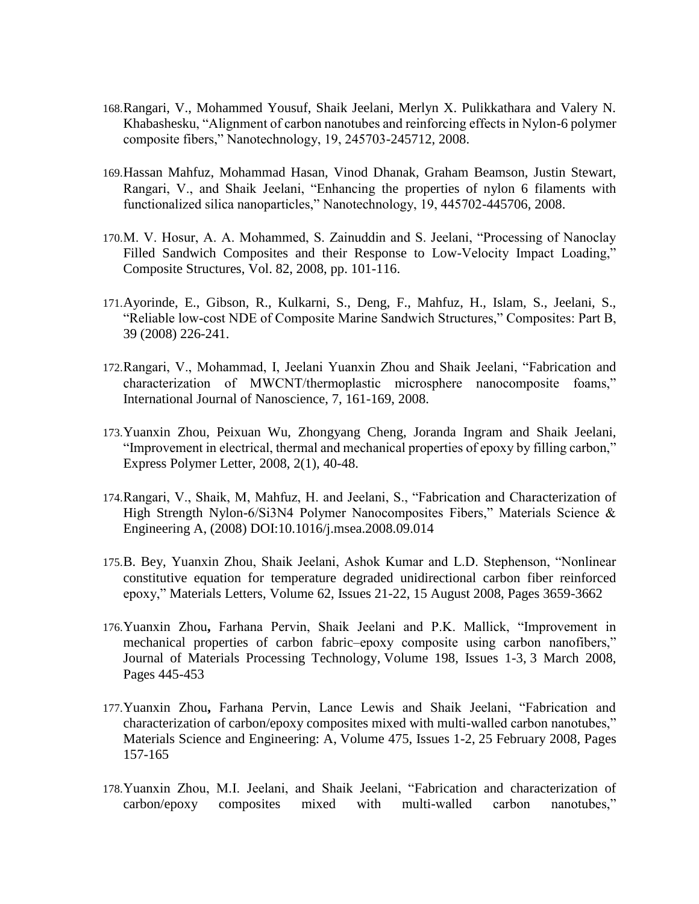168. Rangari, V., Mohammed Yousuf, Shaik Jeelani, Merlyn X. Pulikkathara and Valery N. Khabashesku, "Alignment of carbon nanotubes and reinforcing effects in Nylon-6 polymer composite fibers," Nanotechnology, 19, 245703-245712, 2008.

169. Hassan Mahfuz, Mohammad Hasan, Vinod Dhanak, Graham Beamson, Justin Stewart, Rangari, V., and Shaik Jeelani, "Enhancing the properties of nylon 6 filaments with functionalized silica nanoparticles," Nanotechnology, 19, 445702-445706, 2008.

170. M. V. Hosur, A. A. Mohammed, S. Zainuddin and S. Jeelani, "Processing of Nanoclay Filled Sandwich Composites and their Response to Low-Velocity Impact Loading," Composite Structures, Vol. 82, 2008, pp. 101-116.

171. Ayorinde, E., Gibson, R., Kulkarni, S., Deng, F., Mahfuz, H., Islam, S., Jeelani, S., "Reliable low-cost NDE of Composite Marine Sandwich Structures," Composites: Part B, 39 (2008) 226-241.

172. Rangari, V., Mohammad, I, Jeelani Yuanxin Zhou and Shaik Jeelani, "Fabrication and characterization of MWCNT/thermoplastic microsphere nanocomposite foams," International Journal of Nanoscience, 7, 161-169, 2008.

173. Yuanxin Zhou, Peixuan Wu, Zhongyang Cheng, Joranda Ingram and Shaik Jeelani, "Improvement in electrical, thermal and mechanical properties of epoxy by filling carbon," Express Polymer Letter, 2008, 2(1), 40-48.

174. Rangari, V., Shaik, M, Mahfuz, H. and Jeelani, S., "Fabrication and Characterization of High Strength Nylon-6/$Si_3N_4$ Polymer Nanocomposites Fibers," Materials Science & Engineering A, (2008) DOI:10.1016/j.msea.2008.09.014

175. B. Bey, Yuanxin Zhou, Shaik Jeelani, Ashok Kumar and L.D. Stephenson, "Nonlinear constitutive equation for temperature degraded unidirectional carbon fiber reinforced epoxy," Materials Letters, Volume 62, Issues 21-22, 15 August 2008, Pages 3659-3662

176. Yuanxin Zhou**,** Farhana Pervin, Shaik Jeelani and P.K. Mallick, "Improvement in mechanical properties of carbon fabric–epoxy composite using carbon nanofibers," Journal of Materials Processing Technology, Volume 198, Issues 1-3, 3 March 2008, Pages 445-453

177. Yuanxin Zhou**,** Farhana Pervin, Lance Lewis and Shaik Jeelani, "Fabrication and characterization of carbon/epoxy composites mixed with multi-walled carbon nanotubes," Materials Science and Engineering: A, Volume 475, Issues 1-2, 25 February 2008, Pages 157-165

178. Yuanxin Zhou, M.I. Jeelani, and Shaik Jeelani, "Fabrication and characterization of carbon/epoxy composites mixed with multi-walled carbon nanotubes,"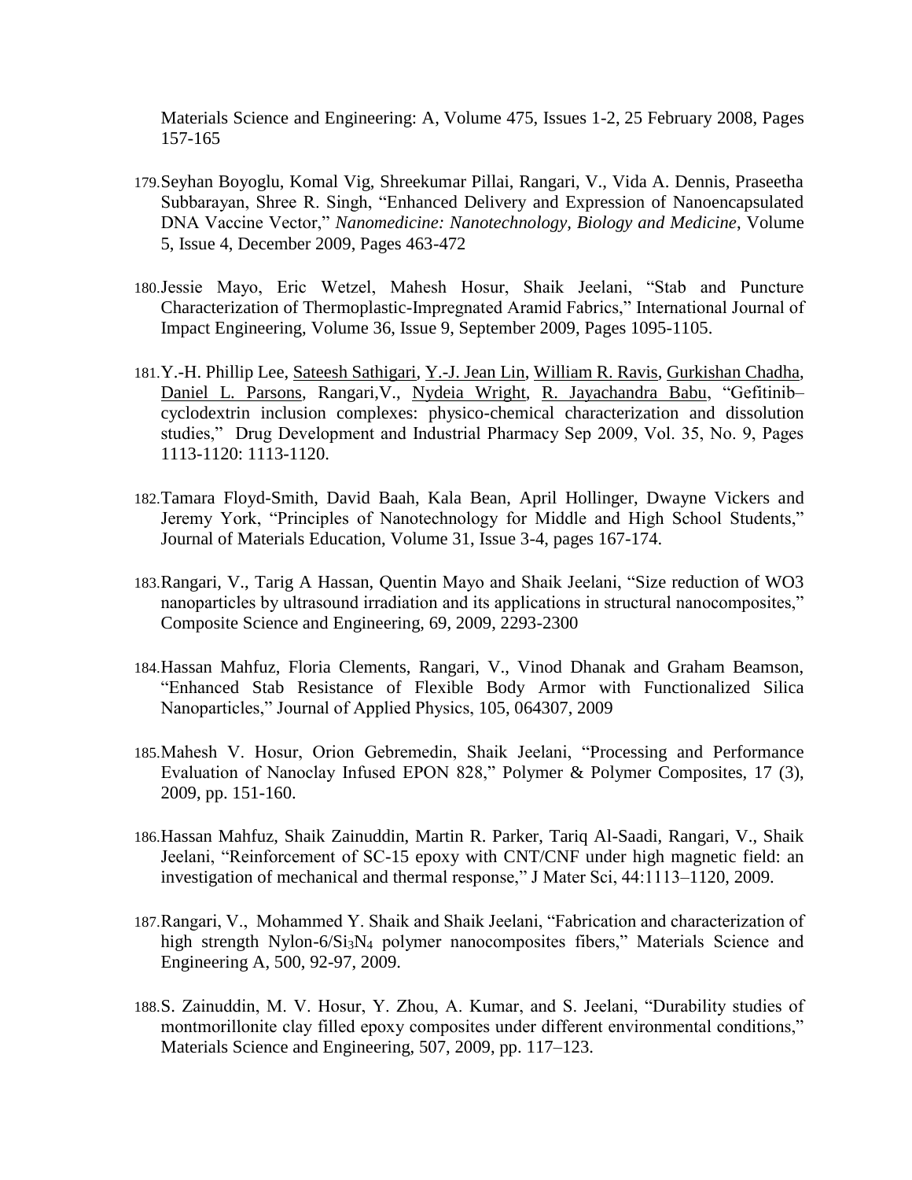Materials Science and Engineering: A, Volume 475, Issues 1-2, 25 February 2008, Pages 157-165

179. Seyhan Boyoglu, Komal Vig, Shreekumar Pillai, Rangari, V., Vida A. Dennis, Praseetha Subbarayan, Shree R. Singh, "Enhanced Delivery and Expression of Nanoencapsulated DNA Vaccine Vector," *Nanomedicine: Nanotechnology, Biology and Medicine*, Volume 5, Issue 4, December 2009, Pages 463-472

180. Jessie Mayo, Eric Wetzel, Mahesh Hosur, Shaik Jeelani, "Stab and Puncture Characterization of Thermoplastic-Impregnated Aramid Fabrics," International Journal of Impact Engineering, Volume 36, Issue 9, September 2009, Pages 1095-1105.

181. Y.-H. Phillip Lee, Sateesh Sathigari, Y.-J. Jean Lin, William R. Ravis, Gurkishan Chadha, Daniel L. Parsons, Rangari,V., Nydeia Wright, R. Jayachandra Babu, "Gefitinib–cyclodextrin inclusion complexes: physico-chemical characterization and dissolution studies," Drug Development and Industrial Pharmacy Sep 2009, Vol. 35, No. 9, Pages 1113-1120: 1113-1120.

182. Tamara Floyd-Smith, David Baah, Kala Bean, April Hollinger, Dwayne Vickers and Jeremy York, "Principles of Nanotechnology for Middle and High School Students," Journal of Materials Education, Volume 31, Issue 3-4, pages 167-174.

183. Rangari, V., Tarig A Hassan, Quentin Mayo and Shaik Jeelani, "Size reduction of WO3 nanoparticles by ultrasound irradiation and its applications in structural nanocomposites," Composite Science and Engineering, 69, 2009, 2293-2300

184. Hassan Mahfuz, Floria Clements, Rangari, V., Vinod Dhanak and Graham Beamson, "Enhanced Stab Resistance of Flexible Body Armor with Functionalized Silica Nanoparticles," Journal of Applied Physics, 105, 064307, 2009

185. Mahesh V. Hosur, Orion Gebremedin, Shaik Jeelani, "Processing and Performance Evaluation of Nanoclay Infused EPON 828," Polymer & Polymer Composites, 17 (3), 2009, pp. 151-160.

186. Hassan Mahfuz, Shaik Zainuddin, Martin R. Parker, Tariq Al-Saadi, Rangari, V., Shaik Jeelani, "Reinforcement of SC-15 epoxy with CNT/CNF under high magnetic field: an investigation of mechanical and thermal response," J Mater Sci, 44:1113–1120, 2009.

187. Rangari, V., Mohammed Y. Shaik and Shaik Jeelani, "Fabrication and characterization of high strength Nylon-6/$Si_3N_4$ polymer nanocomposites fibers," Materials Science and Engineering A, 500, 92-97, 2009.

188. S. Zainuddin, M. V. Hosur, Y. Zhou, A. Kumar, and S. Jeelani, "Durability studies of montmorillonite clay filled epoxy composites under different environmental conditions," Materials Science and Engineering, 507, 2009, pp. 117–123.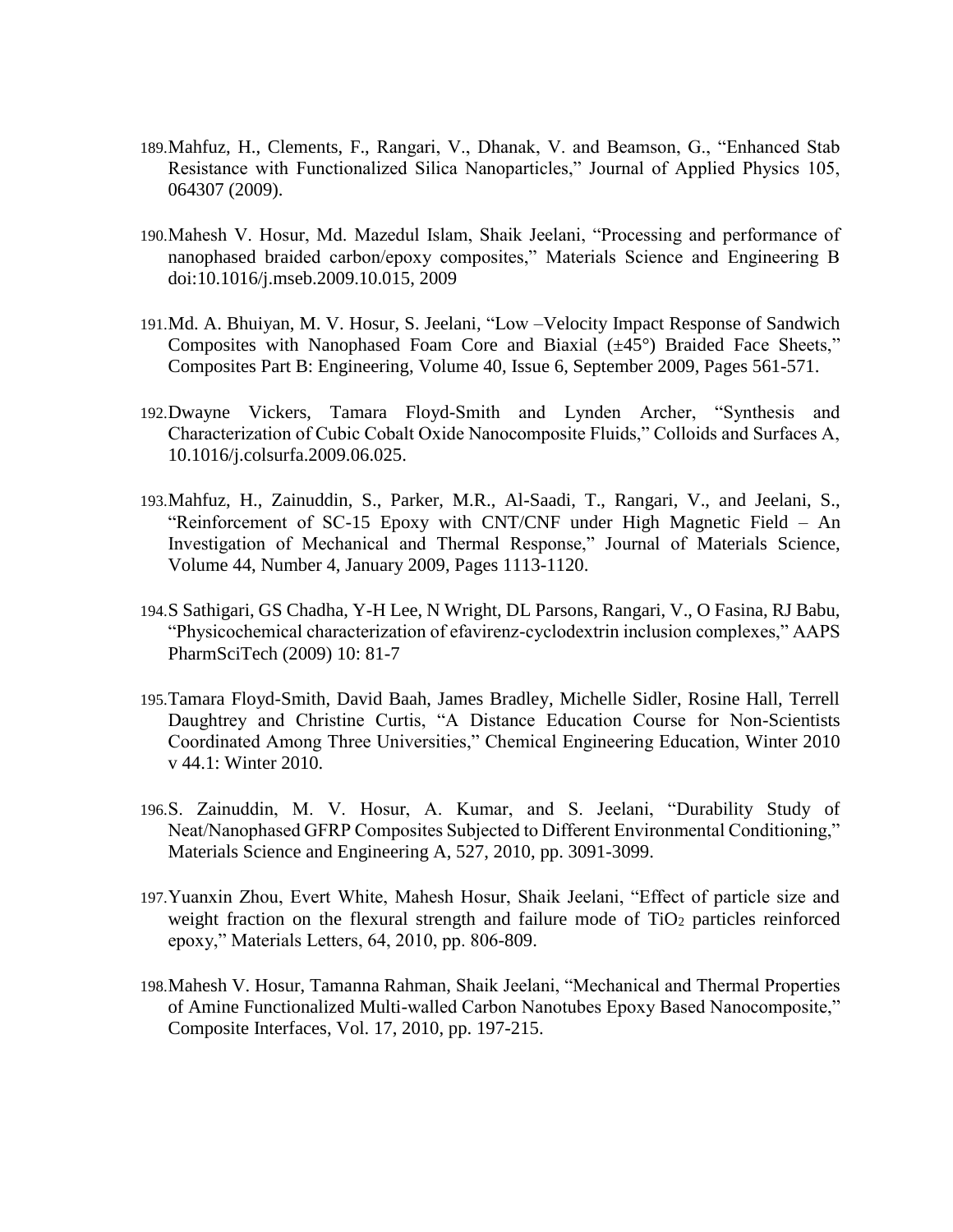189. Mahfuz, H., Clements, F., Rangari, V., Dhanak, V. and Beamson, G., "Enhanced Stab Resistance with Functionalized Silica Nanoparticles," Journal of Applied Physics 105, 064307 (2009).

190. Mahesh V. Hosur, Md. Mazedul Islam, Shaik Jeelani, "Processing and performance of nanophased braided carbon/epoxy composites," Materials Science and Engineering B doi:10.1016/j.mseb.2009.10.015, 2009

191. Md. A. Bhuiyan, M. V. Hosur, S. Jeelani, "Low –Velocity Impact Response of Sandwich Composites with Nanophased Foam Core and Biaxial (±45°) Braided Face Sheets," Composites Part B: Engineering, Volume 40, Issue 6, September 2009, Pages 561-571.

192. Dwayne Vickers, Tamara Floyd-Smith and Lynden Archer, "Synthesis and Characterization of Cubic Cobalt Oxide Nanocomposite Fluids," Colloids and Surfaces A, 10.1016/j.colsurfa.2009.06.025.

193. Mahfuz, H., Zainuddin, S., Parker, M.R., Al-Saadi, T., Rangari, V., and Jeelani, S., "Reinforcement of SC-15 Epoxy with CNT/CNF under High Magnetic Field – An Investigation of Mechanical and Thermal Response," Journal of Materials Science, Volume 44, Number 4, January 2009, Pages 1113-1120.

194. S Sathigari, GS Chadha, Y-H Lee, N Wright, DL Parsons, Rangari, V., O Fasina, RJ Babu, "Physicochemical characterization of efavirenz-cyclodextrin inclusion complexes," AAPS PharmSciTech (2009) 10: 81-7

195. Tamara Floyd-Smith, David Baah, James Bradley, Michelle Sidler, Rosine Hall, Terrell Daughtrey and Christine Curtis, "A Distance Education Course for Non-Scientists Coordinated Among Three Universities," Chemical Engineering Education, Winter 2010 v 44.1: Winter 2010.

196. S. Zainuddin, M. V. Hosur, A. Kumar, and S. Jeelani, "Durability Study of Neat/Nanophased GFRP Composites Subjected to Different Environmental Conditioning," Materials Science and Engineering A, 527, 2010, pp. 3091-3099.

197. Yuanxin Zhou, Evert White, Mahesh Hosur, Shaik Jeelani, "Effect of particle size and weight fraction on the flexural strength and failure mode of $TiO_2$ particles reinforced epoxy," Materials Letters, 64, 2010, pp. 806-809.

198. Mahesh V. Hosur, Tamanna Rahman, Shaik Jeelani, "Mechanical and Thermal Properties of Amine Functionalized Multi-walled Carbon Nanotubes Epoxy Based Nanocomposite," Composite Interfaces, Vol. 17, 2010, pp. 197-215.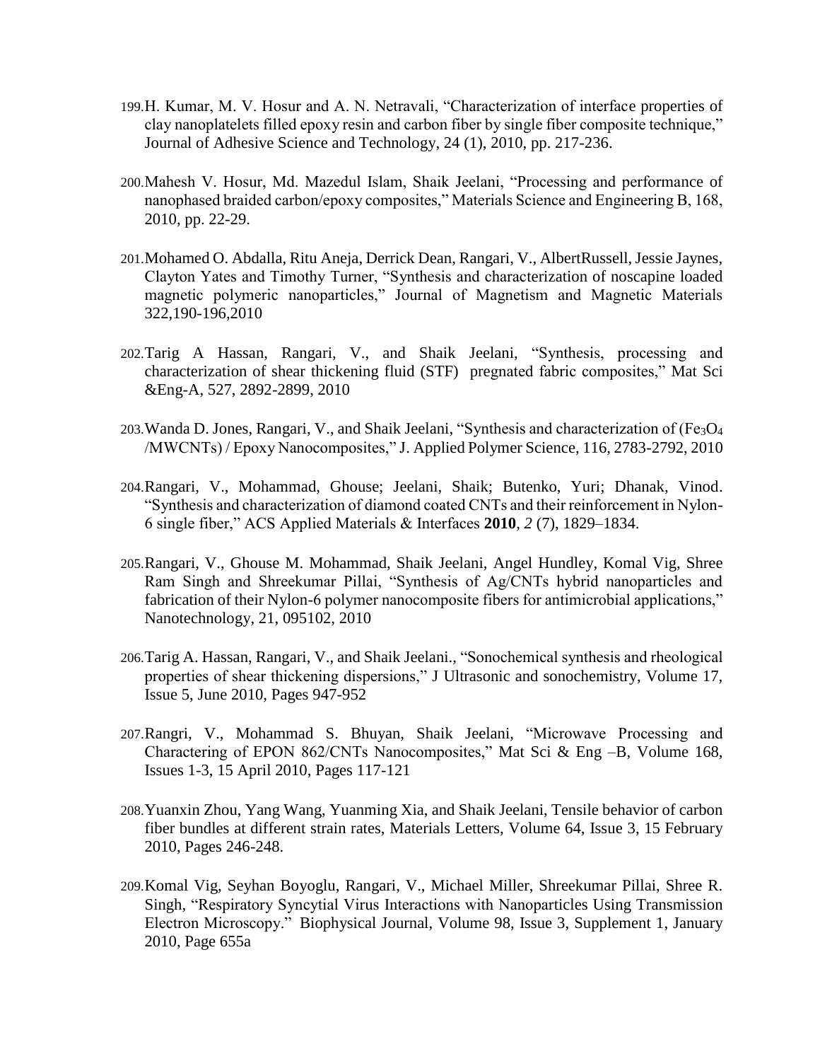199. H. Kumar, M. V. Hosur and A. N. Netravali, “Characterization of interface properties of clay nanoplatelets filled epoxy resin and carbon fiber by single fiber composite technique,” Journal of Adhesive Science and Technology, 24 (1), 2010, pp. 217-236.

200. Mahesh V. Hosur, Md. Mazedul Islam, Shaik Jeelani, “Processing and performance of nanophased braided carbon/epoxy composites,” Materials Science and Engineering B, 168, 2010, pp. 22-29.

201. Mohamed O. Abdalla, Ritu Aneja, Derrick Dean, Rangari, V., AlbertRussell, Jessie Jaynes, Clayton Yates and Timothy Turner, “Synthesis and characterization of noscapine loaded magnetic polymeric nanoparticles,” Journal of Magnetism and Magnetic Materials 322,190-196,2010

202. Tarig A Hassan, Rangari, V., and Shaik Jeelani, “Synthesis, processing and characterization of shear thickening fluid (STF) pregnated fabric composites,” Mat Sci &Eng-A, 527, 2892-2899, 2010

203. Wanda D. Jones, Rangari, V., and Shaik Jeelani, “Synthesis and characterization of ($Fe_3O_4$ /MWCNTs) / Epoxy Nanocomposites,” J. Applied Polymer Science, 116, 2783-2792, 2010

204. Rangari, V., Mohammad, Ghouse; Jeelani, Shaik; Butenko, Yuri; Dhanak, Vinod. “Synthesis and characterization of diamond coated CNTs and their reinforcement in Nylon-6 single fiber,” ACS Applied Materials & Interfaces **2010**, *2* (7), 1829–1834.

205. Rangari, V., Ghouse M. Mohammad, Shaik Jeelani, Angel Hundley, Komal Vig, Shree Ram Singh and Shreekumar Pillai, “Synthesis of Ag/CNTs hybrid nanoparticles and fabrication of their Nylon-6 polymer nanocomposite fibers for antimicrobial applications,” Nanotechnology, 21, 095102, 2010

206. Tarig A. Hassan, Rangari, V., and Shaik Jeelani., “Sonochemical synthesis and rheological properties of shear thickening dispersions,” J Ultrasonic and sonochemistry, Volume 17, Issue 5, June 2010, Pages 947-952

207. Rangri, V., Mohammad S. Bhuyan, Shaik Jeelani, “Microwave Processing and Charactering of EPON 862/CNTs Nanocomposites,” Mat Sci & Eng –B, Volume 168, Issues 1-3, 15 April 2010, Pages 117-121

208. Yuanxin Zhou, Yang Wang, Yuanming Xia, and Shaik Jeelani, Tensile behavior of carbon fiber bundles at different strain rates, Materials Letters, Volume 64, Issue 3, 15 February 2010, Pages 246-248.

209. Komal Vig, Seyhan Boyoglu, Rangari, V., Michael Miller, Shreekumar Pillai, Shree R. Singh, “Respiratory Syncytial Virus Interactions with Nanoparticles Using Transmission Electron Microscopy.” Biophysical Journal, Volume 98, Issue 3, Supplement 1, January 2010, Page 655a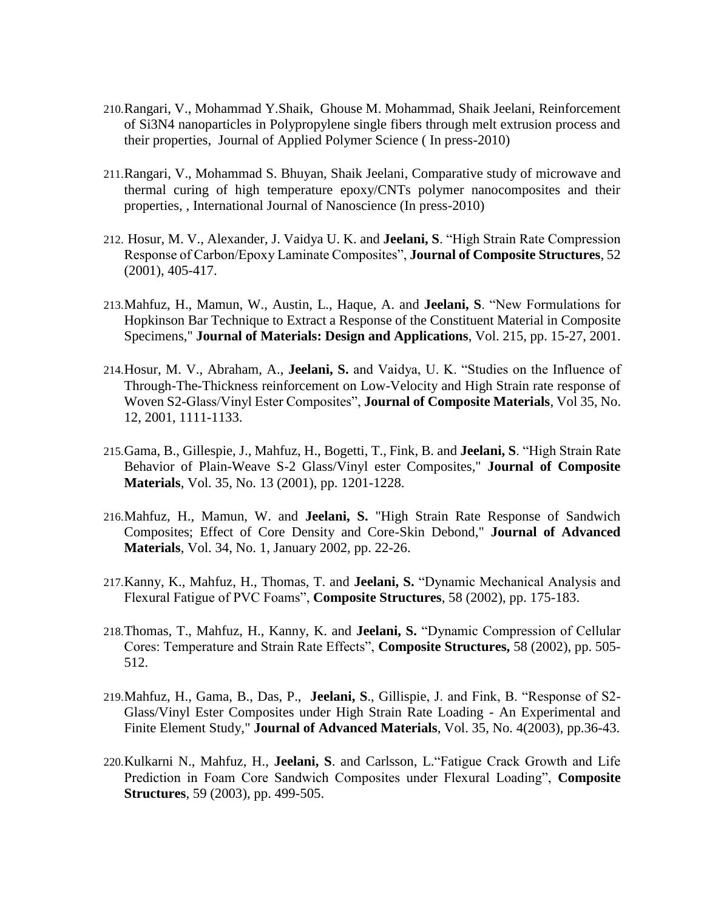210. Rangari, V., Mohammad Y.Shaik, Ghouse M. Mohammad, Shaik Jeelani, Reinforcement of $Si_3N_4$ nanoparticles in Polypropylene single fibers through melt extrusion process and their properties, Journal of Applied Polymer Science ( In press-2010)

211. Rangari, V., Mohammad S. Bhuyan, Shaik Jeelani, Comparative study of microwave and thermal curing of high temperature epoxy/CNTs polymer nanocomposites and their properties, , International Journal of Nanoscience (In press-2010)

212. Hosur, M. V., Alexander, J. Vaidya U. K. and **Jeelani, S**. "High Strain Rate Compression Response of Carbon/Epoxy Laminate Composites", **Journal of Composite Structures**, 52 (2001), 405-417.

213. Mahfuz, H., Mamun, W., Austin, L., Haque, A. and **Jeelani, S**. "New Formulations for Hopkinson Bar Technique to Extract a Response of the Constituent Material in Composite Specimens," **Journal of Materials: Design and Applications**, Vol. 215, pp. 15-27, 2001.

214. Hosur, M. V., Abraham, A., **Jeelani, S.** and Vaidya, U. K. "Studies on the Influence of Through-The-Thickness reinforcement on Low-Velocity and High Strain rate response of Woven S2-Glass/Vinyl Ester Composites", **Journal of Composite Materials**, Vol 35, No. 12, 2001, 1111-1133.

215. Gama, B., Gillespie, J., Mahfuz, H., Bogetti, T., Fink, B. and **Jeelani, S**. "High Strain Rate Behavior of Plain-Weave S-2 Glass/Vinyl ester Composites," **Journal of Composite Materials**, Vol. 35, No. 13 (2001), pp. 1201-1228.

216. Mahfuz, H., Mamun, W. and **Jeelani, S.** "High Strain Rate Response of Sandwich Composites; Effect of Core Density and Core-Skin Debond," **Journal of Advanced Materials**, Vol. 34, No. 1, January 2002, pp. 22-26.

217. Kanny, K., Mahfuz, H., Thomas, T. and **Jeelani, S.** "Dynamic Mechanical Analysis and Flexural Fatigue of PVC Foams", **Composite Structures**, 58 (2002), pp. 175-183.

218. Thomas, T., Mahfuz, H., Kanny, K. and **Jeelani, S.** "Dynamic Compression of Cellular Cores: Temperature and Strain Rate Effects", **Composite Structures,** 58 (2002), pp. 505-512.

219. Mahfuz, H., Gama, B., Das, P., **Jeelani, S**., Gillispie, J. and Fink, B. "Response of S2-Glass/Vinyl Ester Composites under High Strain Rate Loading - An Experimental and Finite Element Study," **Journal of Advanced Materials**, Vol. 35, No. 4(2003), pp.36-43.

220. Kulkarni N., Mahfuz, H., **Jeelani, S**. and Carlsson, L."Fatigue Crack Growth and Life Prediction in Foam Core Sandwich Composites under Flexural Loading", **Composite Structures**, 59 (2003), pp. 499-505.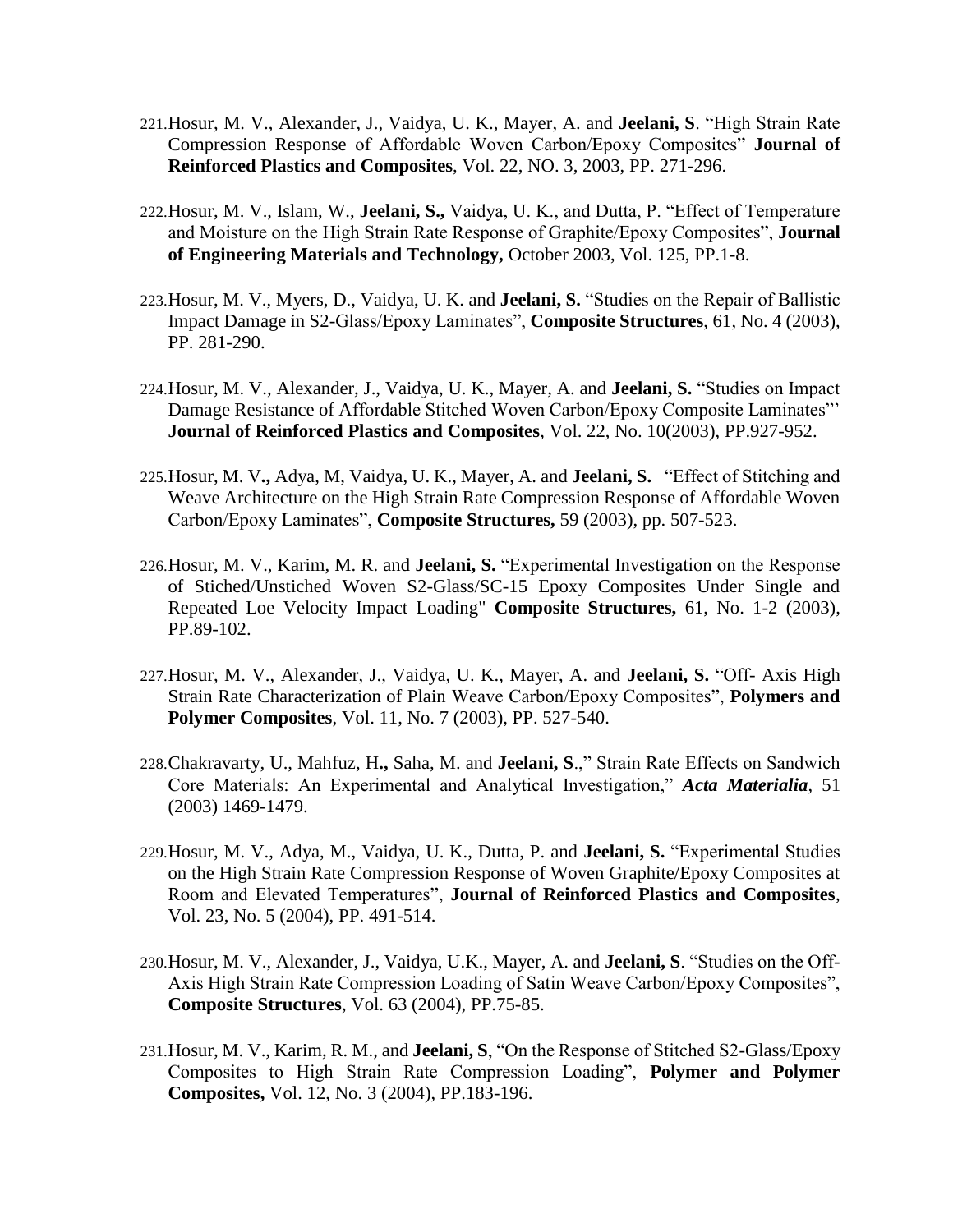221. Hosur, M. V., Alexander, J., Vaidya, U. K., Mayer, A. and **Jeelani, S**. "High Strain Rate Compression Response of Affordable Woven Carbon/Epoxy Composites" **Journal of Reinforced Plastics and Composites**, Vol. 22, NO. 3, 2003, PP. 271-296.

222. Hosur, M. V., Islam, W., **Jeelani, S.,** Vaidya, U. K., and Dutta, P. "Effect of Temperature and Moisture on the High Strain Rate Response of Graphite/Epoxy Composites", **Journal of Engineering Materials and Technology,** October 2003, Vol. 125, PP.1-8.

223. Hosur, M. V., Myers, D., Vaidya, U. K. and **Jeelani, S.** "Studies on the Repair of Ballistic Impact Damage in S2-Glass/Epoxy Laminates", **Composite Structures**, 61, No. 4 (2003), PP. 281-290.

224. Hosur, M. V., Alexander, J., Vaidya, U. K., Mayer, A. and **Jeelani, S.** "Studies on Impact Damage Resistance of Affordable Stitched Woven Carbon/Epoxy Composite Laminates"' **Journal of Reinforced Plastics and Composites**, Vol. 22, No. 10(2003), PP.927-952.

225. Hosur, M. V**.,** Adya, M, Vaidya, U. K., Mayer, A. and **Jeelani, S.** "Effect of Stitching and Weave Architecture on the High Strain Rate Compression Response of Affordable Woven Carbon/Epoxy Laminates", **Composite Structures,** 59 (2003), pp. 507-523.

226. Hosur, M. V., Karim, M. R. and **Jeelani, S.** "Experimental Investigation on the Response of Stiched/Unstiched Woven S2-Glass/SC-15 Epoxy Composites Under Single and Repeated Loe Velocity Impact Loading" **Composite Structures,** 61, No. 1-2 (2003), PP.89-102.

227. Hosur, M. V., Alexander, J., Vaidya, U. K., Mayer, A. and **Jeelani, S.** "Off- Axis High Strain Rate Characterization of Plain Weave Carbon/Epoxy Composites", **Polymers and Polymer Composites**, Vol. 11, No. 7 (2003), PP. 527-540.

228. Chakravarty, U., Mahfuz, H**.,** Saha, M. and **Jeelani, S**.," Strain Rate Effects on Sandwich Core Materials: An Experimental and Analytical Investigation," ***Acta Materialia***, 51 (2003) 1469-1479.

229. Hosur, M. V., Adya, M., Vaidya, U. K., Dutta, P. and **Jeelani, S.** "Experimental Studies on the High Strain Rate Compression Response of Woven Graphite/Epoxy Composites at Room and Elevated Temperatures", **Journal of Reinforced Plastics and Composites**, Vol. 23, No. 5 (2004), PP. 491-514.

230. Hosur, M. V., Alexander, J., Vaidya, U.K., Mayer, A. and **Jeelani, S**. "Studies on the Off-Axis High Strain Rate Compression Loading of Satin Weave Carbon/Epoxy Composites", **Composite Structures**, Vol. 63 (2004), PP.75-85.

231. Hosur, M. V., Karim, R. M., and **Jeelani, S**, "On the Response of Stitched S2-Glass/Epoxy Composites to High Strain Rate Compression Loading", **Polymer and Polymer Composites,** Vol. 12, No. 3 (2004), PP.183-196.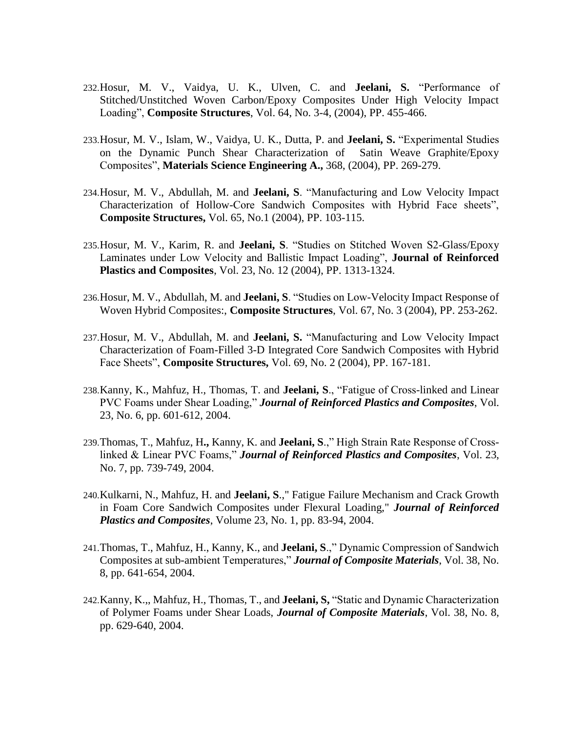232. Hosur, M. V., Vaidya, U. K., Ulven, C. and **Jeelani, S.** "Performance of Stitched/Unstitched Woven Carbon/Epoxy Composites Under High Velocity Impact Loading", **Composite Structures**, Vol. 64, No. 3-4, (2004), PP. 455-466.

233. Hosur, M. V., Islam, W., Vaidya, U. K., Dutta, P. and **Jeelani, S.** "Experimental Studies on the Dynamic Punch Shear Characterization of Satin Weave Graphite/Epoxy Composites", **Materials Science Engineering A.,** 368, (2004), PP. 269-279.

234. Hosur, M. V., Abdullah, M. and **Jeelani, S**. "Manufacturing and Low Velocity Impact Characterization of Hollow-Core Sandwich Composites with Hybrid Face sheets", **Composite Structures,** Vol. 65, No.1 (2004), PP. 103-115.

235. Hosur, M. V., Karim, R. and **Jeelani, S**. "Studies on Stitched Woven S2-Glass/Epoxy Laminates under Low Velocity and Ballistic Impact Loading", **Journal of Reinforced Plastics and Composites**, Vol. 23, No. 12 (2004), PP. 1313-1324.

236. Hosur, M. V., Abdullah, M. and **Jeelani, S**. "Studies on Low-Velocity Impact Response of Woven Hybrid Composites:, **Composite Structures**, Vol. 67, No. 3 (2004), PP. 253-262.

237. Hosur, M. V., Abdullah, M. and **Jeelani, S.** "Manufacturing and Low Velocity Impact Characterization of Foam-Filled 3-D Integrated Core Sandwich Composites with Hybrid Face Sheets", **Composite Structures,** Vol. 69, No. 2 (2004), PP. 167-181.

238. Kanny, K., Mahfuz, H., Thomas, T. and **Jeelani, S**., "Fatigue of Cross-linked and Linear PVC Foams under Shear Loading," ***Journal of Reinforced Plastics and Composites***, Vol. 23, No. 6, pp. 601-612, 2004.

239. Thomas, T., Mahfuz, H**.,** Kanny, K. and **Jeelani, S**.," High Strain Rate Response of Cross-linked & Linear PVC Foams," ***Journal of Reinforced Plastics and Composites***, Vol. 23, No. 7, pp. 739-749, 2004.

240. Kulkarni, N., Mahfuz, H. and **Jeelani, S**.," Fatigue Failure Mechanism and Crack Growth in Foam Core Sandwich Composites under Flexural Loading," ***Journal of Reinforced Plastics and Composites***, Volume 23, No. 1, pp. 83-94, 2004.

241. Thomas, T., Mahfuz, H., Kanny, K., and **Jeelani, S**.," Dynamic Compression of Sandwich Composites at sub-ambient Temperatures," ***Journal of Composite Materials***, Vol. 38, No. 8, pp. 641-654, 2004.

242. Kanny, K.,, Mahfuz, H., Thomas, T., and **Jeelani, S,** "Static and Dynamic Characterization of Polymer Foams under Shear Loads, ***Journal of Composite Materials***, Vol. 38, No. 8, pp. 629-640, 2004.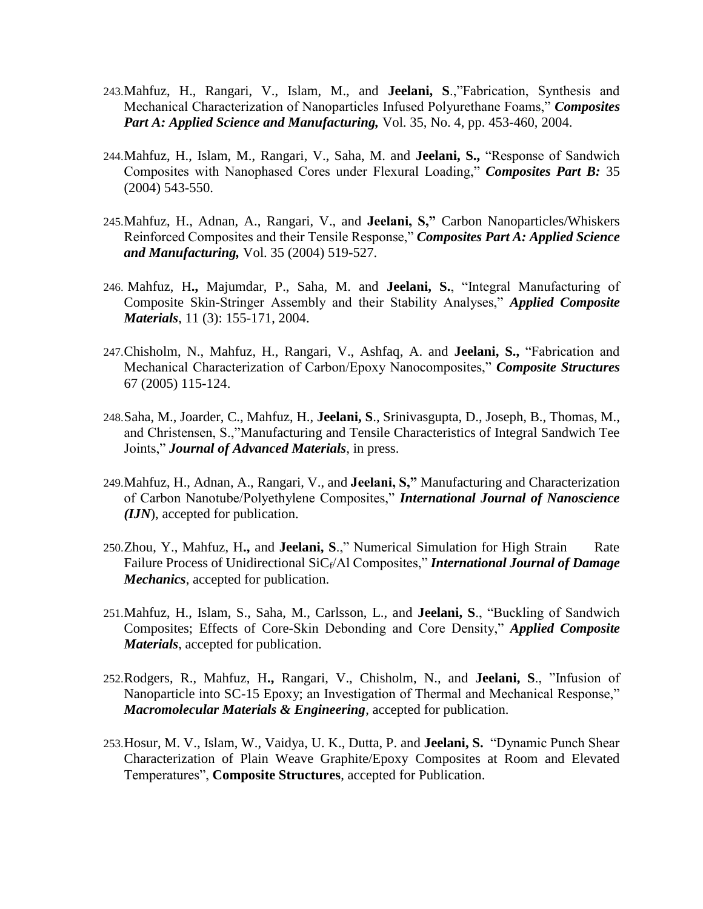243. Mahfuz, H., Rangari, V., Islam, M., and **Jeelani, S**.,"Fabrication, Synthesis and Mechanical Characterization of Nanoparticles Infused Polyurethane Foams," ***Composites Part A: Applied Science and Manufacturing,*** Vol. 35, No. 4, pp. 453-460, 2004.

244. Mahfuz, H., Islam, M., Rangari, V., Saha, M. and **Jeelani, S.,** "Response of Sandwich Composites with Nanophased Cores under Flexural Loading," ***Composites Part B:*** 35 (2004) 543-550.

245. Mahfuz, H., Adnan, A., Rangari, V., and **Jeelani, S,"** Carbon Nanoparticles/Whiskers Reinforced Composites and their Tensile Response," ***Composites Part A: Applied Science and Manufacturing,*** Vol. 35 (2004) 519-527.

246. Mahfuz, H**.,** Majumdar, P., Saha, M. and **Jeelani, S.**, "Integral Manufacturing of Composite Skin-Stringer Assembly and their Stability Analyses," ***Applied Composite Materials***, 11 (3): 155-171, 2004.

247. Chisholm, N., Mahfuz, H., Rangari, V., Ashfaq, A. and **Jeelani, S.,** "Fabrication and Mechanical Characterization of Carbon/Epoxy Nanocomposites," ***Composite Structures*** 67 (2005) 115-124.

248. Saha, M., Joarder, C., Mahfuz, H., **Jeelani, S**., Srinivasgupta, D., Joseph, B., Thomas, M., and Christensen, S.,"Manufacturing and Tensile Characteristics of Integral Sandwich Tee Joints," ***Journal of Advanced Materials***, in press.

249. Mahfuz, H., Adnan, A., Rangari, V., and **Jeelani, S,"** Manufacturing and Characterization of Carbon Nanotube/Polyethylene Composites," ***International Journal of Nanoscience (IJN***), accepted for publication.

250. Zhou, Y., Mahfuz, H**.,** and **Jeelani, S**.," Numerical Simulation for High Strain Rate Failure Process of Unidirectional $SiC_f$/Al Composites," ***International Journal of Damage Mechanics***, accepted for publication.

251. Mahfuz, H., Islam, S., Saha, M., Carlsson, L., and **Jeelani, S**., "Buckling of Sandwich Composites; Effects of Core-Skin Debonding and Core Density," ***Applied Composite Materials***, accepted for publication.

252. Rodgers, R., Mahfuz, H**.,** Rangari, V., Chisholm, N., and **Jeelani, S**., "Infusion of Nanoparticle into SC-15 Epoxy; an Investigation of Thermal and Mechanical Response," ***Macromolecular Materials & Engineering***, accepted for publication.

253. Hosur, M. V., Islam, W., Vaidya, U. K., Dutta, P. and **Jeelani, S.** "Dynamic Punch Shear Characterization of Plain Weave Graphite/Epoxy Composites at Room and Elevated Temperatures", **Composite Structures**, accepted for Publication.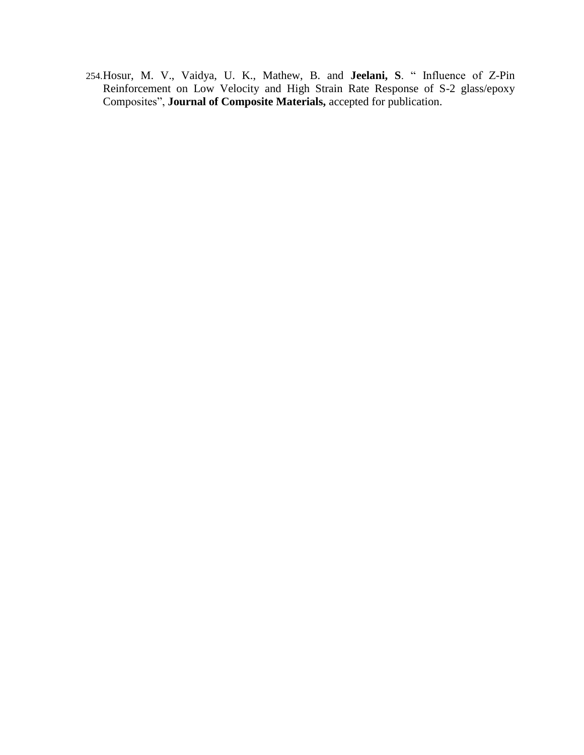254. Hosur, M. V., Vaidya, U. K., Mathew, B. and **Jeelani, S**. " Influence of Z-Pin Reinforcement on Low Velocity and High Strain Rate Response of S-2 glass/epoxy Composites", **Journal of Composite Materials,** accepted for publication.